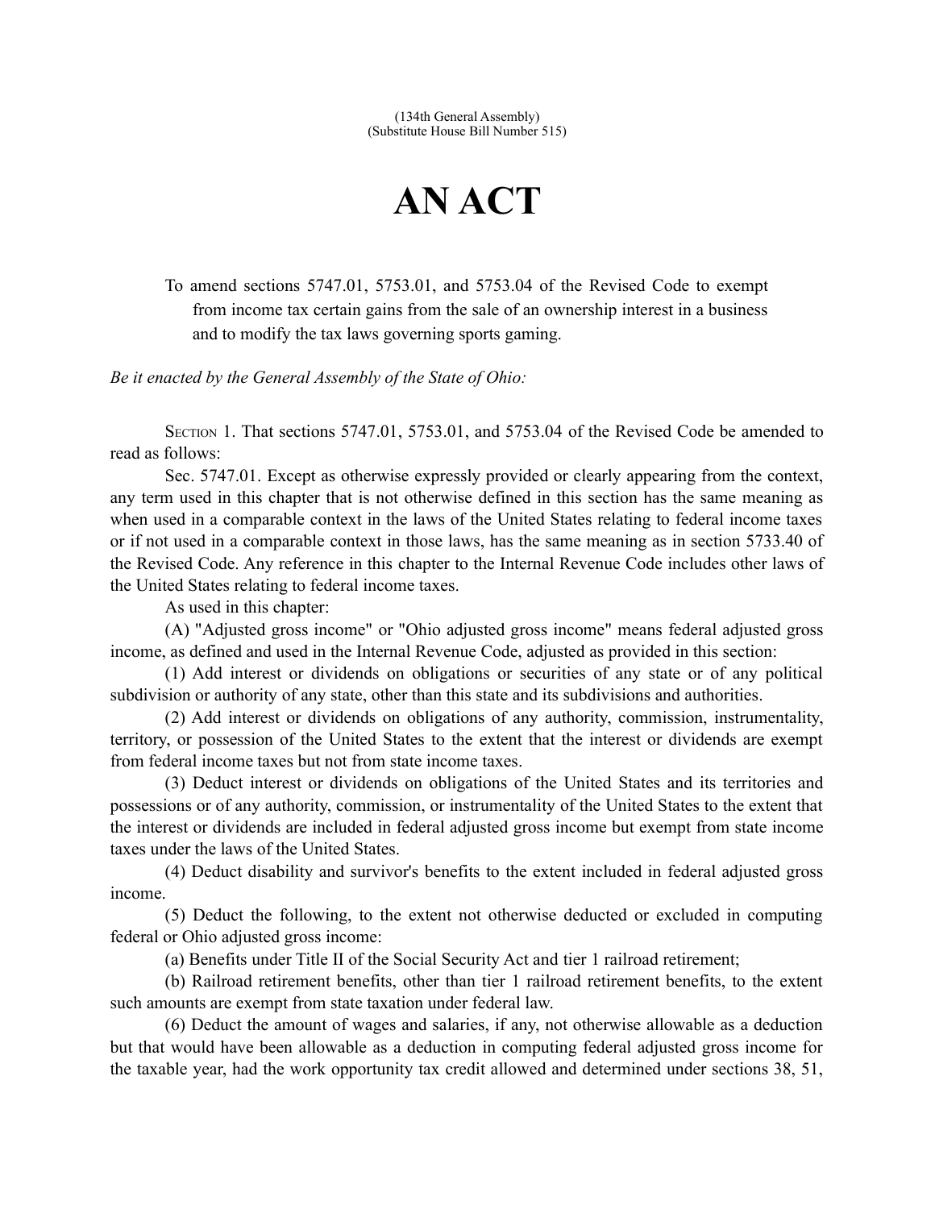(134th General Assembly)
(Substitute House Bill Number 515)

# AN ACT

To amend sections 5747.01, 5753.01, and 5753.04 of the Revised Code to exempt from income tax certain gains from the sale of an ownership interest in a business and to modify the tax laws governing sports gaming.

*Be it enacted by the General Assembly of the State of Ohio:*

SECTION 1. That sections 5747.01, 5753.01, and 5753.04 of the Revised Code be amended to read as follows:

Sec. 5747.01. Except as otherwise expressly provided or clearly appearing from the context, any term used in this chapter that is not otherwise defined in this section has the same meaning as when used in a comparable context in the laws of the United States relating to federal income taxes or if not used in a comparable context in those laws, has the same meaning as in section 5733.40 of the Revised Code. Any reference in this chapter to the Internal Revenue Code includes other laws of the United States relating to federal income taxes.

As used in this chapter:

(A) "Adjusted gross income" or "Ohio adjusted gross income" means federal adjusted gross income, as defined and used in the Internal Revenue Code, adjusted as provided in this section:

(1) Add interest or dividends on obligations or securities of any state or of any political subdivision or authority of any state, other than this state and its subdivisions and authorities.

(2) Add interest or dividends on obligations of any authority, commission, instrumentality, territory, or possession of the United States to the extent that the interest or dividends are exempt from federal income taxes but not from state income taxes.

(3) Deduct interest or dividends on obligations of the United States and its territories and possessions or of any authority, commission, or instrumentality of the United States to the extent that the interest or dividends are included in federal adjusted gross income but exempt from state income taxes under the laws of the United States.

(4) Deduct disability and survivor's benefits to the extent included in federal adjusted gross income.

(5) Deduct the following, to the extent not otherwise deducted or excluded in computing federal or Ohio adjusted gross income:

(a) Benefits under Title II of the Social Security Act and tier 1 railroad retirement;

(b) Railroad retirement benefits, other than tier 1 railroad retirement benefits, to the extent such amounts are exempt from state taxation under federal law.

(6) Deduct the amount of wages and salaries, if any, not otherwise allowable as a deduction but that would have been allowable as a deduction in computing federal adjusted gross income for the taxable year, had the work opportunity tax credit allowed and determined under sections 38, 51,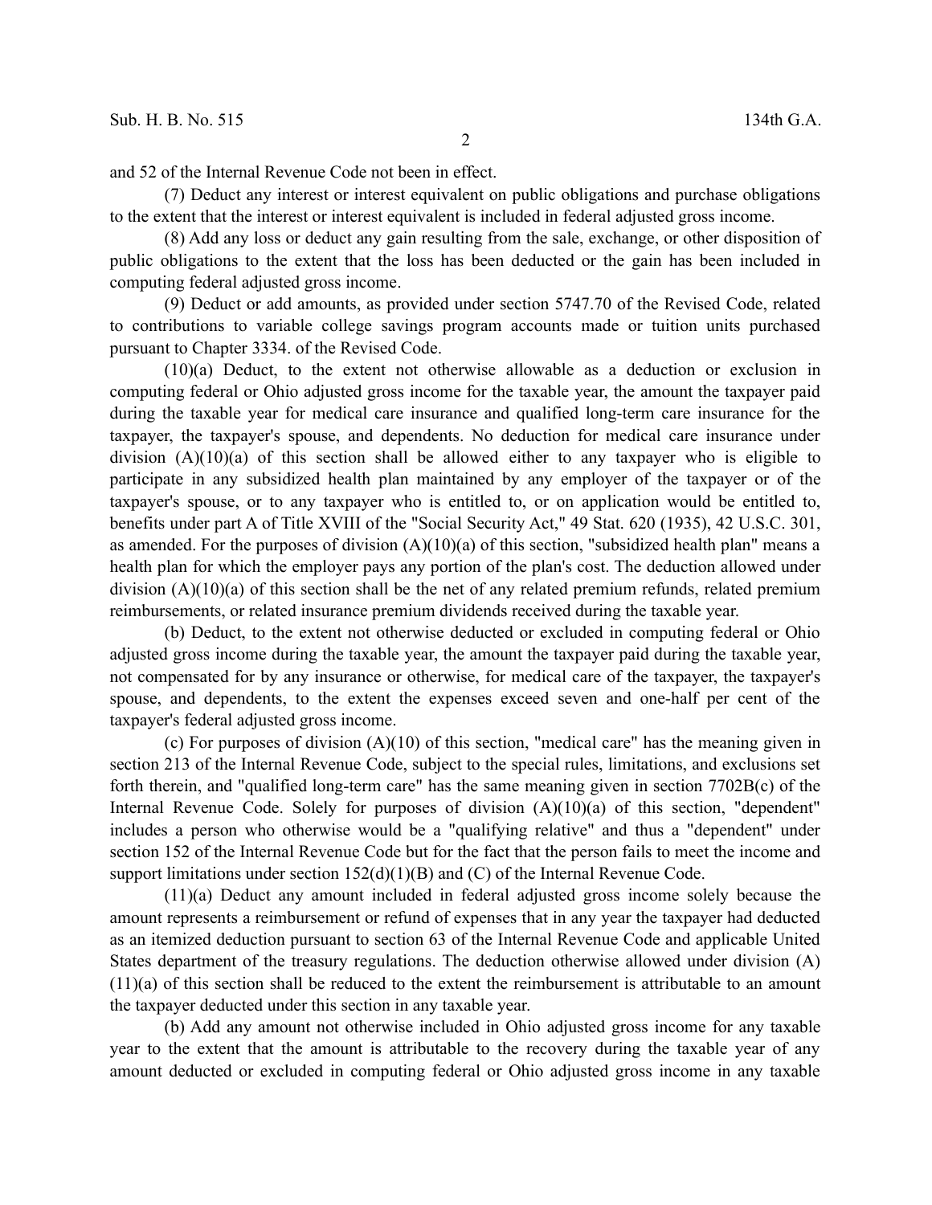and 52 of the Internal Revenue Code not been in effect.

(7) Deduct any interest or interest equivalent on public obligations and purchase obligations to the extent that the interest or interest equivalent is included in federal adjusted gross income.

(8) Add any loss or deduct any gain resulting from the sale, exchange, or other disposition of public obligations to the extent that the loss has been deducted or the gain has been included in computing federal adjusted gross income.

(9) Deduct or add amounts, as provided under section 5747.70 of the Revised Code, related to contributions to variable college savings program accounts made or tuition units purchased pursuant to Chapter 3334. of the Revised Code.

(10)(a) Deduct, to the extent not otherwise allowable as a deduction or exclusion in computing federal or Ohio adjusted gross income for the taxable year, the amount the taxpayer paid during the taxable year for medical care insurance and qualified long-term care insurance for the taxpayer, the taxpayer's spouse, and dependents. No deduction for medical care insurance under division (A)(10)(a) of this section shall be allowed either to any taxpayer who is eligible to participate in any subsidized health plan maintained by any employer of the taxpayer or of the taxpayer's spouse, or to any taxpayer who is entitled to, or on application would be entitled to, benefits under part A of Title XVIII of the "Social Security Act," 49 Stat. 620 (1935), 42 U.S.C. 301, as amended. For the purposes of division (A)(10)(a) of this section, "subsidized health plan" means a health plan for which the employer pays any portion of the plan's cost. The deduction allowed under division (A)(10)(a) of this section shall be the net of any related premium refunds, related premium reimbursements, or related insurance premium dividends received during the taxable year.

(b) Deduct, to the extent not otherwise deducted or excluded in computing federal or Ohio adjusted gross income during the taxable year, the amount the taxpayer paid during the taxable year, not compensated for by any insurance or otherwise, for medical care of the taxpayer, the taxpayer's spouse, and dependents, to the extent the expenses exceed seven and one-half per cent of the taxpayer's federal adjusted gross income.

(c) For purposes of division (A)(10) of this section, "medical care" has the meaning given in section 213 of the Internal Revenue Code, subject to the special rules, limitations, and exclusions set forth therein, and "qualified long-term care" has the same meaning given in section 7702B(c) of the Internal Revenue Code. Solely for purposes of division (A)(10)(a) of this section, "dependent" includes a person who otherwise would be a "qualifying relative" and thus a "dependent" under section 152 of the Internal Revenue Code but for the fact that the person fails to meet the income and support limitations under section 152(d)(1)(B) and (C) of the Internal Revenue Code.

(11)(a) Deduct any amount included in federal adjusted gross income solely because the amount represents a reimbursement or refund of expenses that in any year the taxpayer had deducted as an itemized deduction pursuant to section 63 of the Internal Revenue Code and applicable United States department of the treasury regulations. The deduction otherwise allowed under division (A)(11)(a) of this section shall be reduced to the extent the reimbursement is attributable to an amount the taxpayer deducted under this section in any taxable year.

(b) Add any amount not otherwise included in Ohio adjusted gross income for any taxable year to the extent that the amount is attributable to the recovery during the taxable year of any amount deducted or excluded in computing federal or Ohio adjusted gross income in any taxable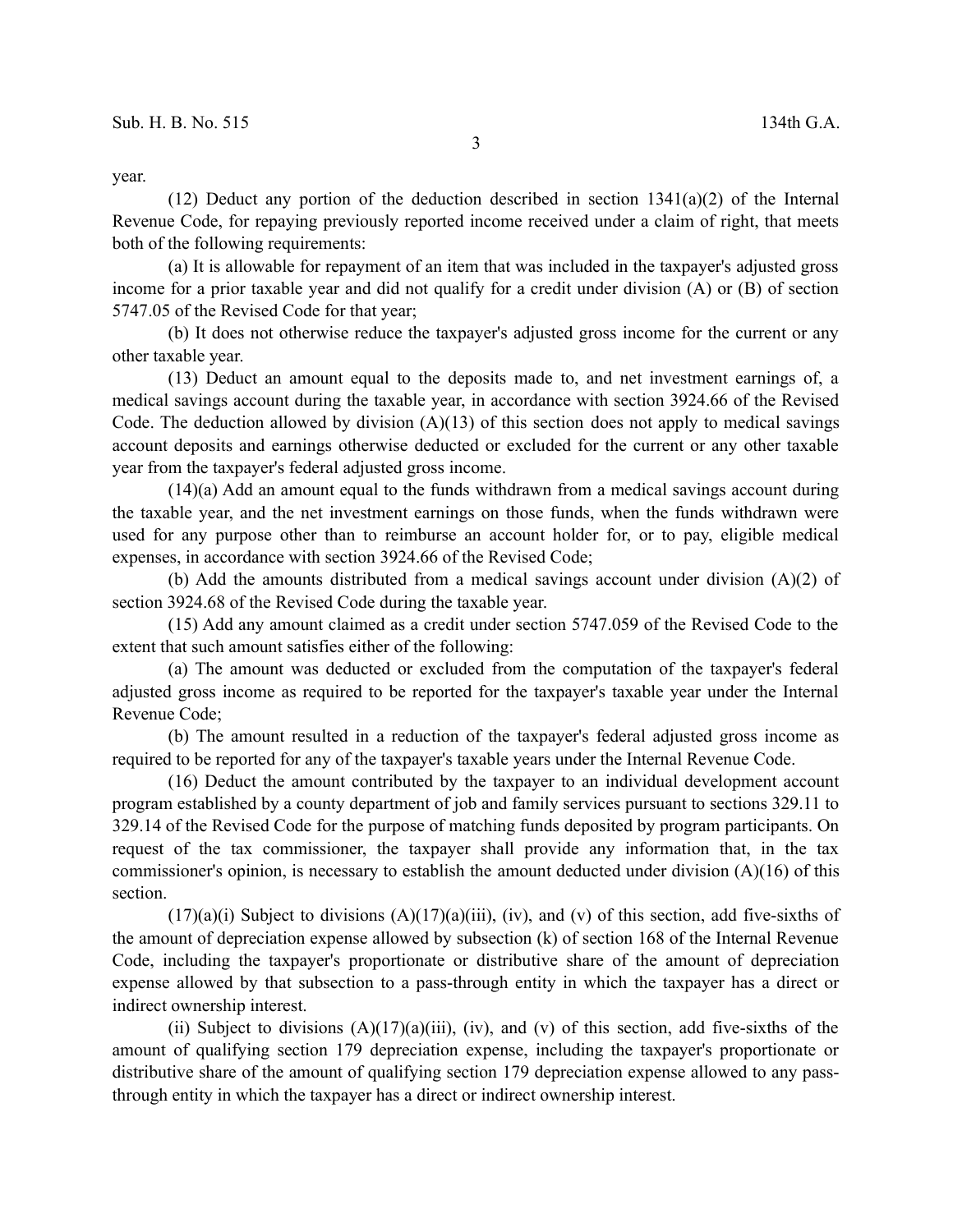year.

(12) Deduct any portion of the deduction described in section 1341(a)(2) of the Internal Revenue Code, for repaying previously reported income received under a claim of right, that meets both of the following requirements:

(a) It is allowable for repayment of an item that was included in the taxpayer's adjusted gross income for a prior taxable year and did not qualify for a credit under division (A) or (B) of section 5747.05 of the Revised Code for that year;

(b) It does not otherwise reduce the taxpayer's adjusted gross income for the current or any other taxable year.

(13) Deduct an amount equal to the deposits made to, and net investment earnings of, a medical savings account during the taxable year, in accordance with section 3924.66 of the Revised Code. The deduction allowed by division (A)(13) of this section does not apply to medical savings account deposits and earnings otherwise deducted or excluded for the current or any other taxable year from the taxpayer's federal adjusted gross income.

(14)(a) Add an amount equal to the funds withdrawn from a medical savings account during the taxable year, and the net investment earnings on those funds, when the funds withdrawn were used for any purpose other than to reimburse an account holder for, or to pay, eligible medical expenses, in accordance with section 3924.66 of the Revised Code;

(b) Add the amounts distributed from a medical savings account under division (A)(2) of section 3924.68 of the Revised Code during the taxable year.

(15) Add any amount claimed as a credit under section 5747.059 of the Revised Code to the extent that such amount satisfies either of the following:

(a) The amount was deducted or excluded from the computation of the taxpayer's federal adjusted gross income as required to be reported for the taxpayer's taxable year under the Internal Revenue Code;

(b) The amount resulted in a reduction of the taxpayer's federal adjusted gross income as required to be reported for any of the taxpayer's taxable years under the Internal Revenue Code.

(16) Deduct the amount contributed by the taxpayer to an individual development account program established by a county department of job and family services pursuant to sections 329.11 to 329.14 of the Revised Code for the purpose of matching funds deposited by program participants. On request of the tax commissioner, the taxpayer shall provide any information that, in the tax commissioner's opinion, is necessary to establish the amount deducted under division (A)(16) of this section.

(17)(a)(i) Subject to divisions (A)(17)(a)(iii), (iv), and (v) of this section, add five-sixths of the amount of depreciation expense allowed by subsection (k) of section 168 of the Internal Revenue Code, including the taxpayer's proportionate or distributive share of the amount of depreciation expense allowed by that subsection to a pass-through entity in which the taxpayer has a direct or indirect ownership interest.

(ii) Subject to divisions (A)(17)(a)(iii), (iv), and (v) of this section, add five-sixths of the amount of qualifying section 179 depreciation expense, including the taxpayer's proportionate or distributive share of the amount of qualifying section 179 depreciation expense allowed to any pass-through entity in which the taxpayer has a direct or indirect ownership interest.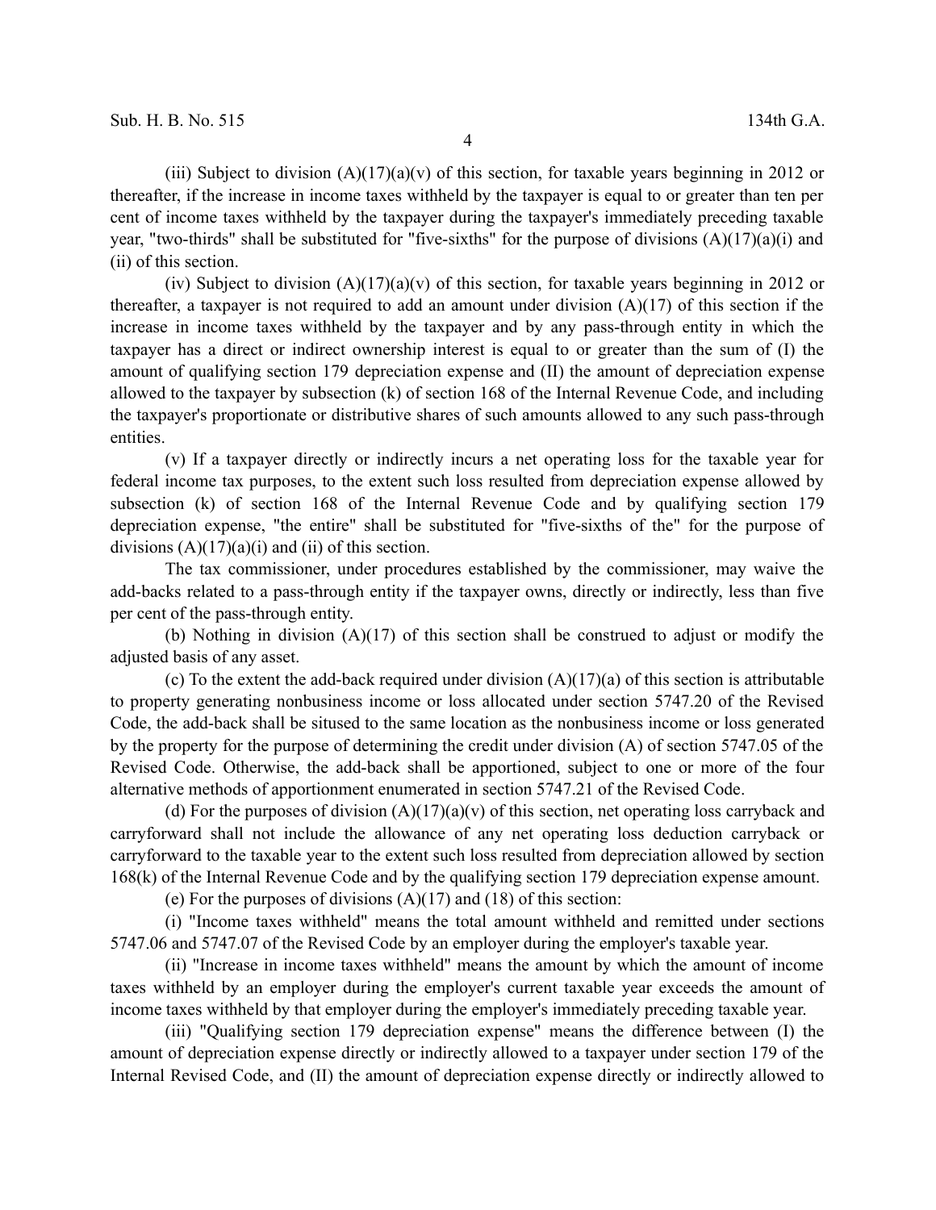(iii) Subject to division (A)(17)(a)(v) of this section, for taxable years beginning in 2012 or thereafter, if the increase in income taxes withheld by the taxpayer is equal to or greater than ten per cent of income taxes withheld by the taxpayer during the taxpayer's immediately preceding taxable year, "two-thirds" shall be substituted for "five-sixths" for the purpose of divisions (A)(17)(a)(i) and (ii) of this section.

(iv) Subject to division (A)(17)(a)(v) of this section, for taxable years beginning in 2012 or thereafter, a taxpayer is not required to add an amount under division (A)(17) of this section if the increase in income taxes withheld by the taxpayer and by any pass-through entity in which the taxpayer has a direct or indirect ownership interest is equal to or greater than the sum of (I) the amount of qualifying section 179 depreciation expense and (II) the amount of depreciation expense allowed to the taxpayer by subsection (k) of section 168 of the Internal Revenue Code, and including the taxpayer's proportionate or distributive shares of such amounts allowed to any such pass-through entities.

(v) If a taxpayer directly or indirectly incurs a net operating loss for the taxable year for federal income tax purposes, to the extent such loss resulted from depreciation expense allowed by subsection (k) of section 168 of the Internal Revenue Code and by qualifying section 179 depreciation expense, "the entire" shall be substituted for "five-sixths of the" for the purpose of divisions (A)(17)(a)(i) and (ii) of this section.

The tax commissioner, under procedures established by the commissioner, may waive the add-backs related to a pass-through entity if the taxpayer owns, directly or indirectly, less than five per cent of the pass-through entity.

(b) Nothing in division (A)(17) of this section shall be construed to adjust or modify the adjusted basis of any asset.

(c) To the extent the add-back required under division (A)(17)(a) of this section is attributable to property generating nonbusiness income or loss allocated under section 5747.20 of the Revised Code, the add-back shall be sitused to the same location as the nonbusiness income or loss generated by the property for the purpose of determining the credit under division (A) of section 5747.05 of the Revised Code. Otherwise, the add-back shall be apportioned, subject to one or more of the four alternative methods of apportionment enumerated in section 5747.21 of the Revised Code.

(d) For the purposes of division (A)(17)(a)(v) of this section, net operating loss carryback and carryforward shall not include the allowance of any net operating loss deduction carryback or carryforward to the taxable year to the extent such loss resulted from depreciation allowed by section 168(k) of the Internal Revenue Code and by the qualifying section 179 depreciation expense amount.

(e) For the purposes of divisions (A)(17) and (18) of this section:

(i) "Income taxes withheld" means the total amount withheld and remitted under sections 5747.06 and 5747.07 of the Revised Code by an employer during the employer's taxable year.

(ii) "Increase in income taxes withheld" means the amount by which the amount of income taxes withheld by an employer during the employer's current taxable year exceeds the amount of income taxes withheld by that employer during the employer's immediately preceding taxable year.

(iii) "Qualifying section 179 depreciation expense" means the difference between (I) the amount of depreciation expense directly or indirectly allowed to a taxpayer under section 179 of the Internal Revised Code, and (II) the amount of depreciation expense directly or indirectly allowed to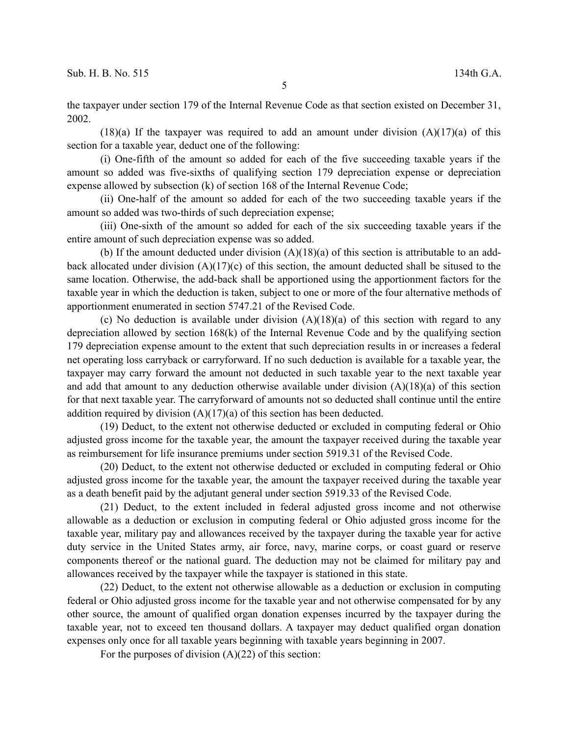the taxpayer under section 179 of the Internal Revenue Code as that section existed on December 31, 2002.

(18)(a) If the taxpayer was required to add an amount under division (A)(17)(a) of this section for a taxable year, deduct one of the following:

(i) One-fifth of the amount so added for each of the five succeeding taxable years if the amount so added was five-sixths of qualifying section 179 depreciation expense or depreciation expense allowed by subsection (k) of section 168 of the Internal Revenue Code;

(ii) One-half of the amount so added for each of the two succeeding taxable years if the amount so added was two-thirds of such depreciation expense;

(iii) One-sixth of the amount so added for each of the six succeeding taxable years if the entire amount of such depreciation expense was so added.

(b) If the amount deducted under division (A)(18)(a) of this section is attributable to an add-back allocated under division (A)(17)(c) of this section, the amount deducted shall be sitused to the same location. Otherwise, the add-back shall be apportioned using the apportionment factors for the taxable year in which the deduction is taken, subject to one or more of the four alternative methods of apportionment enumerated in section 5747.21 of the Revised Code.

(c) No deduction is available under division (A)(18)(a) of this section with regard to any depreciation allowed by section 168(k) of the Internal Revenue Code and by the qualifying section 179 depreciation expense amount to the extent that such depreciation results in or increases a federal net operating loss carryback or carryforward. If no such deduction is available for a taxable year, the taxpayer may carry forward the amount not deducted in such taxable year to the next taxable year and add that amount to any deduction otherwise available under division (A)(18)(a) of this section for that next taxable year. The carryforward of amounts not so deducted shall continue until the entire addition required by division (A)(17)(a) of this section has been deducted.

(19) Deduct, to the extent not otherwise deducted or excluded in computing federal or Ohio adjusted gross income for the taxable year, the amount the taxpayer received during the taxable year as reimbursement for life insurance premiums under section 5919.31 of the Revised Code.

(20) Deduct, to the extent not otherwise deducted or excluded in computing federal or Ohio adjusted gross income for the taxable year, the amount the taxpayer received during the taxable year as a death benefit paid by the adjutant general under section 5919.33 of the Revised Code.

(21) Deduct, to the extent included in federal adjusted gross income and not otherwise allowable as a deduction or exclusion in computing federal or Ohio adjusted gross income for the taxable year, military pay and allowances received by the taxpayer during the taxable year for active duty service in the United States army, air force, navy, marine corps, or coast guard or reserve components thereof or the national guard. The deduction may not be claimed for military pay and allowances received by the taxpayer while the taxpayer is stationed in this state.

(22) Deduct, to the extent not otherwise allowable as a deduction or exclusion in computing federal or Ohio adjusted gross income for the taxable year and not otherwise compensated for by any other source, the amount of qualified organ donation expenses incurred by the taxpayer during the taxable year, not to exceed ten thousand dollars. A taxpayer may deduct qualified organ donation expenses only once for all taxable years beginning with taxable years beginning in 2007.

For the purposes of division (A)(22) of this section: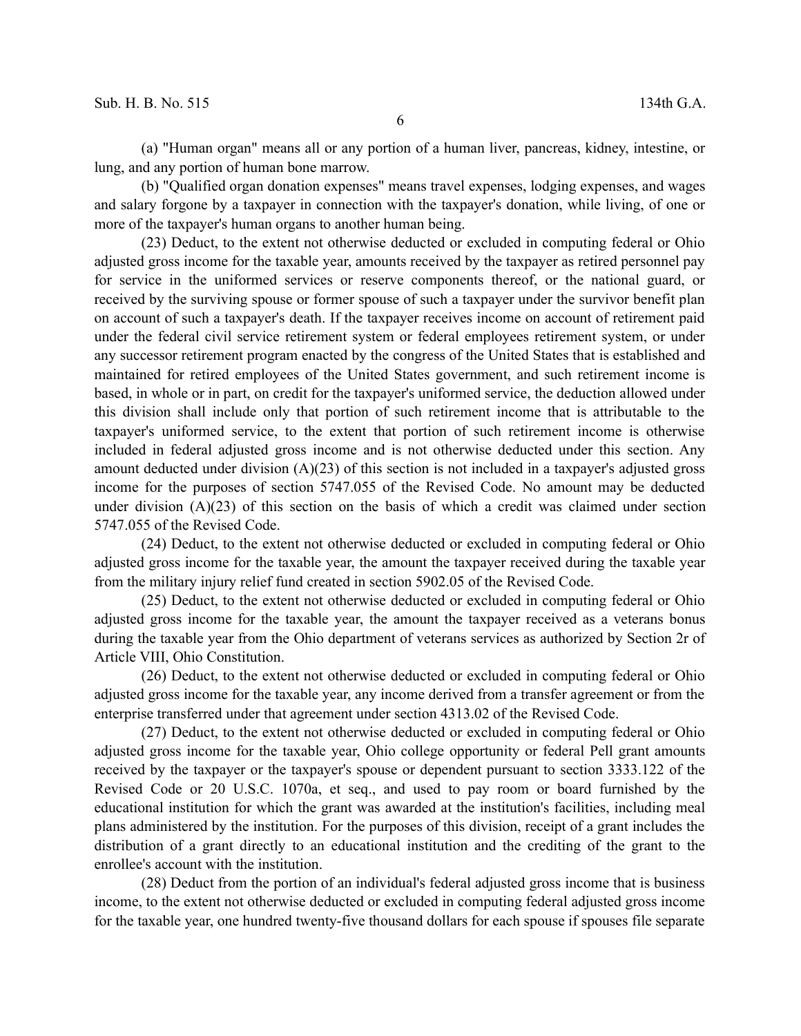(a) "Human organ" means all or any portion of a human liver, pancreas, kidney, intestine, or lung, and any portion of human bone marrow.

(b) "Qualified organ donation expenses" means travel expenses, lodging expenses, and wages and salary forgone by a taxpayer in connection with the taxpayer's donation, while living, of one or more of the taxpayer's human organs to another human being.

(23) Deduct, to the extent not otherwise deducted or excluded in computing federal or Ohio adjusted gross income for the taxable year, amounts received by the taxpayer as retired personnel pay for service in the uniformed services or reserve components thereof, or the national guard, or received by the surviving spouse or former spouse of such a taxpayer under the survivor benefit plan on account of such a taxpayer's death. If the taxpayer receives income on account of retirement paid under the federal civil service retirement system or federal employees retirement system, or under any successor retirement program enacted by the congress of the United States that is established and maintained for retired employees of the United States government, and such retirement income is based, in whole or in part, on credit for the taxpayer's uniformed service, the deduction allowed under this division shall include only that portion of such retirement income that is attributable to the taxpayer's uniformed service, to the extent that portion of such retirement income is otherwise included in federal adjusted gross income and is not otherwise deducted under this section. Any amount deducted under division (A)(23) of this section is not included in a taxpayer's adjusted gross income for the purposes of section 5747.055 of the Revised Code. No amount may be deducted under division (A)(23) of this section on the basis of which a credit was claimed under section 5747.055 of the Revised Code.

(24) Deduct, to the extent not otherwise deducted or excluded in computing federal or Ohio adjusted gross income for the taxable year, the amount the taxpayer received during the taxable year from the military injury relief fund created in section 5902.05 of the Revised Code.

(25) Deduct, to the extent not otherwise deducted or excluded in computing federal or Ohio adjusted gross income for the taxable year, the amount the taxpayer received as a veterans bonus during the taxable year from the Ohio department of veterans services as authorized by Section 2r of Article VIII, Ohio Constitution.

(26) Deduct, to the extent not otherwise deducted or excluded in computing federal or Ohio adjusted gross income for the taxable year, any income derived from a transfer agreement or from the enterprise transferred under that agreement under section 4313.02 of the Revised Code.

(27) Deduct, to the extent not otherwise deducted or excluded in computing federal or Ohio adjusted gross income for the taxable year, Ohio college opportunity or federal Pell grant amounts received by the taxpayer or the taxpayer's spouse or dependent pursuant to section 3333.122 of the Revised Code or 20 U.S.C. 1070a, et seq., and used to pay room or board furnished by the educational institution for which the grant was awarded at the institution's facilities, including meal plans administered by the institution. For the purposes of this division, receipt of a grant includes the distribution of a grant directly to an educational institution and the crediting of the grant to the enrollee's account with the institution.

(28) Deduct from the portion of an individual's federal adjusted gross income that is business income, to the extent not otherwise deducted or excluded in computing federal adjusted gross income for the taxable year, one hundred twenty-five thousand dollars for each spouse if spouses file separate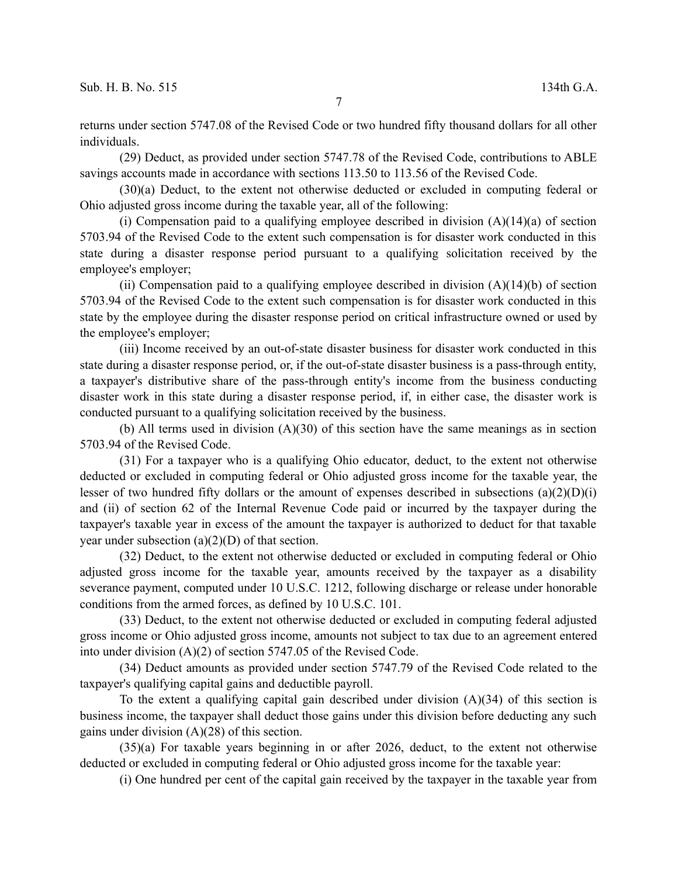returns under section 5747.08 of the Revised Code or two hundred fifty thousand dollars for all other individuals.

(29) Deduct, as provided under section 5747.78 of the Revised Code, contributions to ABLE savings accounts made in accordance with sections 113.50 to 113.56 of the Revised Code.

(30)(a) Deduct, to the extent not otherwise deducted or excluded in computing federal or Ohio adjusted gross income during the taxable year, all of the following:

(i) Compensation paid to a qualifying employee described in division (A)(14)(a) of section 5703.94 of the Revised Code to the extent such compensation is for disaster work conducted in this state during a disaster response period pursuant to a qualifying solicitation received by the employee's employer;

(ii) Compensation paid to a qualifying employee described in division (A)(14)(b) of section 5703.94 of the Revised Code to the extent such compensation is for disaster work conducted in this state by the employee during the disaster response period on critical infrastructure owned or used by the employee's employer;

(iii) Income received by an out-of-state disaster business for disaster work conducted in this state during a disaster response period, or, if the out-of-state disaster business is a pass-through entity, a taxpayer's distributive share of the pass-through entity's income from the business conducting disaster work in this state during a disaster response period, if, in either case, the disaster work is conducted pursuant to a qualifying solicitation received by the business.

(b) All terms used in division (A)(30) of this section have the same meanings as in section 5703.94 of the Revised Code.

(31) For a taxpayer who is a qualifying Ohio educator, deduct, to the extent not otherwise deducted or excluded in computing federal or Ohio adjusted gross income for the taxable year, the lesser of two hundred fifty dollars or the amount of expenses described in subsections (a)(2)(D)(i) and (ii) of section 62 of the Internal Revenue Code paid or incurred by the taxpayer during the taxpayer's taxable year in excess of the amount the taxpayer is authorized to deduct for that taxable year under subsection (a)(2)(D) of that section.

(32) Deduct, to the extent not otherwise deducted or excluded in computing federal or Ohio adjusted gross income for the taxable year, amounts received by the taxpayer as a disability severance payment, computed under 10 U.S.C. 1212, following discharge or release under honorable conditions from the armed forces, as defined by 10 U.S.C. 101.

(33) Deduct, to the extent not otherwise deducted or excluded in computing federal adjusted gross income or Ohio adjusted gross income, amounts not subject to tax due to an agreement entered into under division (A)(2) of section 5747.05 of the Revised Code.

(34) Deduct amounts as provided under section 5747.79 of the Revised Code related to the taxpayer's qualifying capital gains and deductible payroll.

To the extent a qualifying capital gain described under division (A)(34) of this section is business income, the taxpayer shall deduct those gains under this division before deducting any such gains under division (A)(28) of this section.

(35)(a) For taxable years beginning in or after 2026, deduct, to the extent not otherwise deducted or excluded in computing federal or Ohio adjusted gross income for the taxable year:

(i) One hundred per cent of the capital gain received by the taxpayer in the taxable year from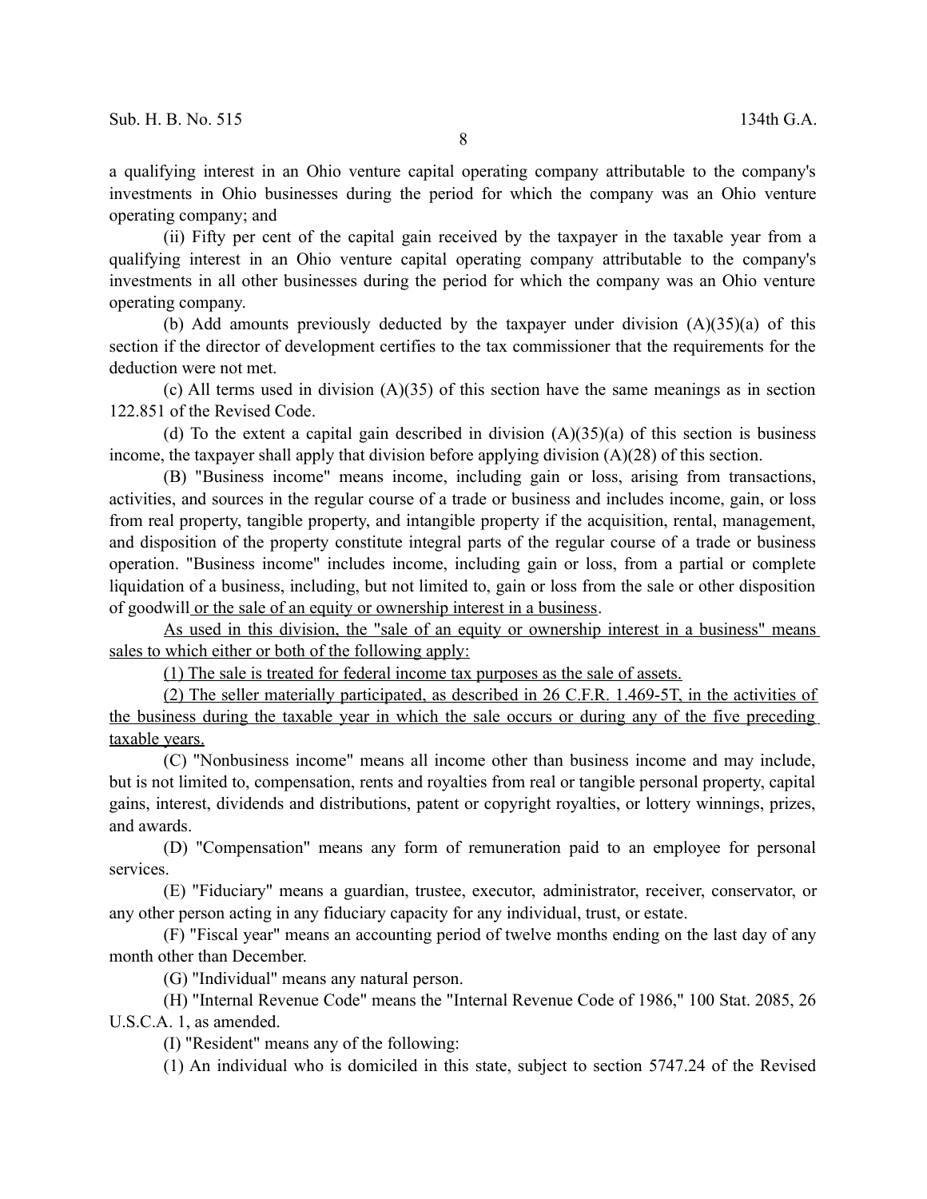a qualifying interest in an Ohio venture capital operating company attributable to the company's investments in Ohio businesses during the period for which the company was an Ohio venture operating company; and

(ii) Fifty per cent of the capital gain received by the taxpayer in the taxable year from a qualifying interest in an Ohio venture capital operating company attributable to the company's investments in all other businesses during the period for which the company was an Ohio venture operating company.

(b) Add amounts previously deducted by the taxpayer under division (A)(35)(a) of this section if the director of development certifies to the tax commissioner that the requirements for the deduction were not met.

(c) All terms used in division (A)(35) of this section have the same meanings as in section 122.851 of the Revised Code.

(d) To the extent a capital gain described in division (A)(35)(a) of this section is business income, the taxpayer shall apply that division before applying division (A)(28) of this section.

(B) "Business income" means income, including gain or loss, arising from transactions, activities, and sources in the regular course of a trade or business and includes income, gain, or loss from real property, tangible property, and intangible property if the acquisition, rental, management, and disposition of the property constitute integral parts of the regular course of a trade or business operation. "Business income" includes income, including gain or loss, from a partial or complete liquidation of a business, including, but not limited to, gain or loss from the sale or other disposition of goodwill or the sale of an equity or ownership interest in a business.

As used in this division, the "sale of an equity or ownership interest in a business" means sales to which either or both of the following apply:

(1) The sale is treated for federal income tax purposes as the sale of assets.

(2) The seller materially participated, as described in 26 C.F.R. 1.469-5T, in the activities of the business during the taxable year in which the sale occurs or during any of the five preceding taxable years.

(C) "Nonbusiness income" means all income other than business income and may include, but is not limited to, compensation, rents and royalties from real or tangible personal property, capital gains, interest, dividends and distributions, patent or copyright royalties, or lottery winnings, prizes, and awards.

(D) "Compensation" means any form of remuneration paid to an employee for personal services.

(E) "Fiduciary" means a guardian, trustee, executor, administrator, receiver, conservator, or any other person acting in any fiduciary capacity for any individual, trust, or estate.

(F) "Fiscal year" means an accounting period of twelve months ending on the last day of any month other than December.

(G) "Individual" means any natural person.

(H) "Internal Revenue Code" means the "Internal Revenue Code of 1986," 100 Stat. 2085, 26 U.S.C.A. 1, as amended.

(I) "Resident" means any of the following:

(1) An individual who is domiciled in this state, subject to section 5747.24 of the Revised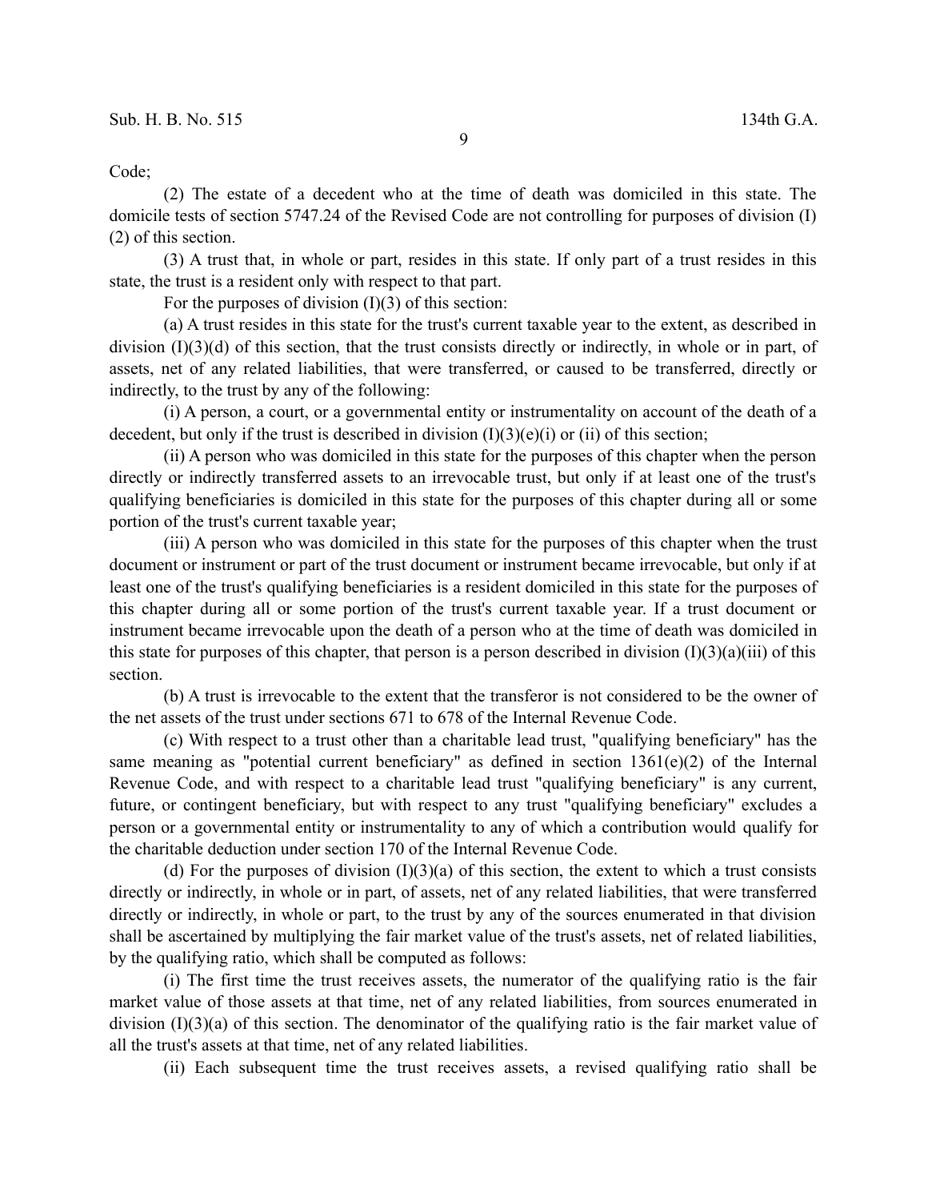Code;

(2) The estate of a decedent who at the time of death was domiciled in this state. The domicile tests of section 5747.24 of the Revised Code are not controlling for purposes of division (I)(2) of this section.

(3) A trust that, in whole or part, resides in this state. If only part of a trust resides in this state, the trust is a resident only with respect to that part.

For the purposes of division (I)(3) of this section:

(a) A trust resides in this state for the trust's current taxable year to the extent, as described in division (I)(3)(d) of this section, that the trust consists directly or indirectly, in whole or in part, of assets, net of any related liabilities, that were transferred, or caused to be transferred, directly or indirectly, to the trust by any of the following:

(i) A person, a court, or a governmental entity or instrumentality on account of the death of a decedent, but only if the trust is described in division (I)(3)(e)(i) or (ii) of this section;

(ii) A person who was domiciled in this state for the purposes of this chapter when the person directly or indirectly transferred assets to an irrevocable trust, but only if at least one of the trust's qualifying beneficiaries is domiciled in this state for the purposes of this chapter during all or some portion of the trust's current taxable year;

(iii) A person who was domiciled in this state for the purposes of this chapter when the trust document or instrument or part of the trust document or instrument became irrevocable, but only if at least one of the trust's qualifying beneficiaries is a resident domiciled in this state for the purposes of this chapter during all or some portion of the trust's current taxable year. If a trust document or instrument became irrevocable upon the death of a person who at the time of death was domiciled in this state for purposes of this chapter, that person is a person described in division (I)(3)(a)(iii) of this section.

(b) A trust is irrevocable to the extent that the transferor is not considered to be the owner of the net assets of the trust under sections 671 to 678 of the Internal Revenue Code.

(c) With respect to a trust other than a charitable lead trust, "qualifying beneficiary" has the same meaning as "potential current beneficiary" as defined in section 1361(e)(2) of the Internal Revenue Code, and with respect to a charitable lead trust "qualifying beneficiary" is any current, future, or contingent beneficiary, but with respect to any trust "qualifying beneficiary" excludes a person or a governmental entity or instrumentality to any of which a contribution would qualify for the charitable deduction under section 170 of the Internal Revenue Code.

(d) For the purposes of division (I)(3)(a) of this section, the extent to which a trust consists directly or indirectly, in whole or in part, of assets, net of any related liabilities, that were transferred directly or indirectly, in whole or part, to the trust by any of the sources enumerated in that division shall be ascertained by multiplying the fair market value of the trust's assets, net of related liabilities, by the qualifying ratio, which shall be computed as follows:

(i) The first time the trust receives assets, the numerator of the qualifying ratio is the fair market value of those assets at that time, net of any related liabilities, from sources enumerated in division (I)(3)(a) of this section. The denominator of the qualifying ratio is the fair market value of all the trust's assets at that time, net of any related liabilities.

(ii) Each subsequent time the trust receives assets, a revised qualifying ratio shall be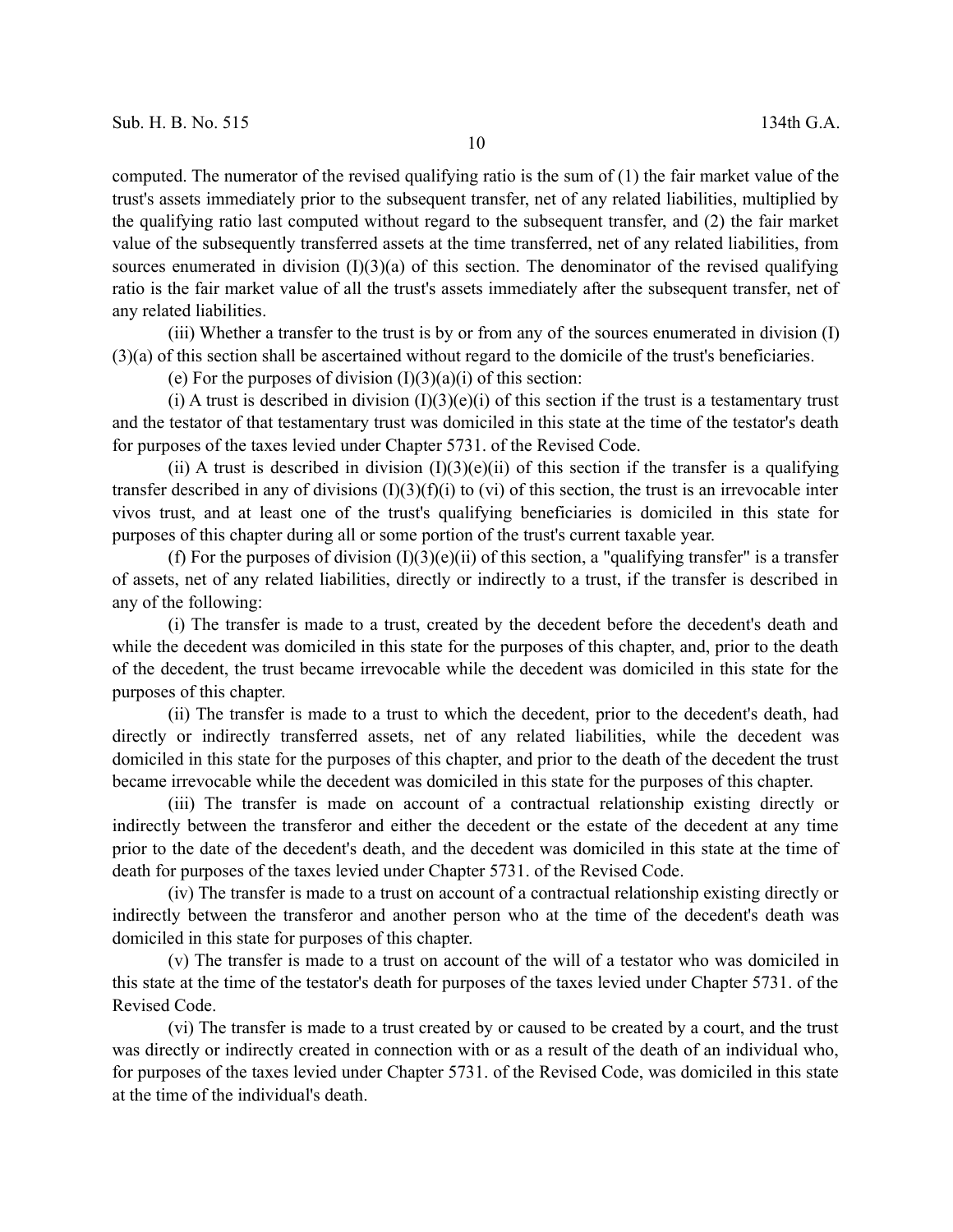computed. The numerator of the revised qualifying ratio is the sum of (1) the fair market value of the trust's assets immediately prior to the subsequent transfer, net of any related liabilities, multiplied by the qualifying ratio last computed without regard to the subsequent transfer, and (2) the fair market value of the subsequently transferred assets at the time transferred, net of any related liabilities, from sources enumerated in division (I)(3)(a) of this section. The denominator of the revised qualifying ratio is the fair market value of all the trust's assets immediately after the subsequent transfer, net of any related liabilities.

(iii) Whether a transfer to the trust is by or from any of the sources enumerated in division (I)(3)(a) of this section shall be ascertained without regard to the domicile of the trust's beneficiaries.

(e) For the purposes of division (I)(3)(a)(i) of this section:

(i) A trust is described in division (I)(3)(e)(i) of this section if the trust is a testamentary trust and the testator of that testamentary trust was domiciled in this state at the time of the testator's death for purposes of the taxes levied under Chapter 5731. of the Revised Code.

(ii) A trust is described in division (I)(3)(e)(ii) of this section if the transfer is a qualifying transfer described in any of divisions (I)(3)(f)(i) to (vi) of this section, the trust is an irrevocable inter vivos trust, and at least one of the trust's qualifying beneficiaries is domiciled in this state for purposes of this chapter during all or some portion of the trust's current taxable year.

(f) For the purposes of division (I)(3)(e)(ii) of this section, a "qualifying transfer" is a transfer of assets, net of any related liabilities, directly or indirectly to a trust, if the transfer is described in any of the following:

(i) The transfer is made to a trust, created by the decedent before the decedent's death and while the decedent was domiciled in this state for the purposes of this chapter, and, prior to the death of the decedent, the trust became irrevocable while the decedent was domiciled in this state for the purposes of this chapter.

(ii) The transfer is made to a trust to which the decedent, prior to the decedent's death, had directly or indirectly transferred assets, net of any related liabilities, while the decedent was domiciled in this state for the purposes of this chapter, and prior to the death of the decedent the trust became irrevocable while the decedent was domiciled in this state for the purposes of this chapter.

(iii) The transfer is made on account of a contractual relationship existing directly or indirectly between the transferor and either the decedent or the estate of the decedent at any time prior to the date of the decedent's death, and the decedent was domiciled in this state at the time of death for purposes of the taxes levied under Chapter 5731. of the Revised Code.

(iv) The transfer is made to a trust on account of a contractual relationship existing directly or indirectly between the transferor and another person who at the time of the decedent's death was domiciled in this state for purposes of this chapter.

(v) The transfer is made to a trust on account of the will of a testator who was domiciled in this state at the time of the testator's death for purposes of the taxes levied under Chapter 5731. of the Revised Code.

(vi) The transfer is made to a trust created by or caused to be created by a court, and the trust was directly or indirectly created in connection with or as a result of the death of an individual who, for purposes of the taxes levied under Chapter 5731. of the Revised Code, was domiciled in this state at the time of the individual's death.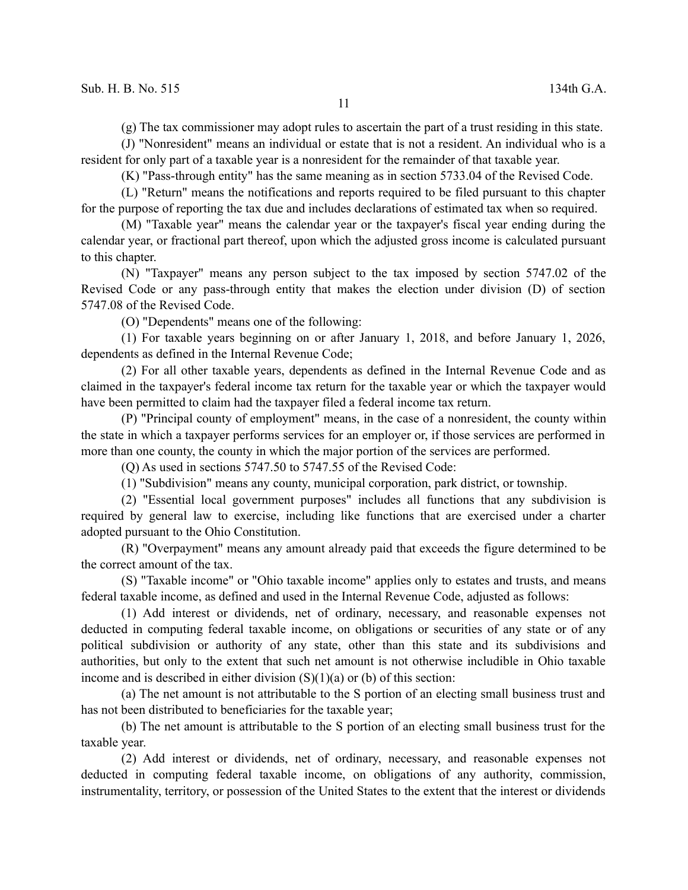(g) The tax commissioner may adopt rules to ascertain the part of a trust residing in this state.

(J) "Nonresident" means an individual or estate that is not a resident. An individual who is a resident for only part of a taxable year is a nonresident for the remainder of that taxable year.

(K) "Pass-through entity" has the same meaning as in section 5733.04 of the Revised Code.

(L) "Return" means the notifications and reports required to be filed pursuant to this chapter for the purpose of reporting the tax due and includes declarations of estimated tax when so required.

(M) "Taxable year" means the calendar year or the taxpayer's fiscal year ending during the calendar year, or fractional part thereof, upon which the adjusted gross income is calculated pursuant to this chapter.

(N) "Taxpayer" means any person subject to the tax imposed by section 5747.02 of the Revised Code or any pass-through entity that makes the election under division (D) of section 5747.08 of the Revised Code.

(O) "Dependents" means one of the following:

(1) For taxable years beginning on or after January 1, 2018, and before January 1, 2026, dependents as defined in the Internal Revenue Code;

(2) For all other taxable years, dependents as defined in the Internal Revenue Code and as claimed in the taxpayer's federal income tax return for the taxable year or which the taxpayer would have been permitted to claim had the taxpayer filed a federal income tax return.

(P) "Principal county of employment" means, in the case of a nonresident, the county within the state in which a taxpayer performs services for an employer or, if those services are performed in more than one county, the county in which the major portion of the services are performed.

(Q) As used in sections 5747.50 to 5747.55 of the Revised Code:

(1) "Subdivision" means any county, municipal corporation, park district, or township.

(2) "Essential local government purposes" includes all functions that any subdivision is required by general law to exercise, including like functions that are exercised under a charter adopted pursuant to the Ohio Constitution.

(R) "Overpayment" means any amount already paid that exceeds the figure determined to be the correct amount of the tax.

(S) "Taxable income" or "Ohio taxable income" applies only to estates and trusts, and means federal taxable income, as defined and used in the Internal Revenue Code, adjusted as follows:

(1) Add interest or dividends, net of ordinary, necessary, and reasonable expenses not deducted in computing federal taxable income, on obligations or securities of any state or of any political subdivision or authority of any state, other than this state and its subdivisions and authorities, but only to the extent that such net amount is not otherwise includible in Ohio taxable income and is described in either division (S)(1)(a) or (b) of this section:

(a) The net amount is not attributable to the S portion of an electing small business trust and has not been distributed to beneficiaries for the taxable year;

(b) The net amount is attributable to the S portion of an electing small business trust for the taxable year.

(2) Add interest or dividends, net of ordinary, necessary, and reasonable expenses not deducted in computing federal taxable income, on obligations of any authority, commission, instrumentality, territory, or possession of the United States to the extent that the interest or dividends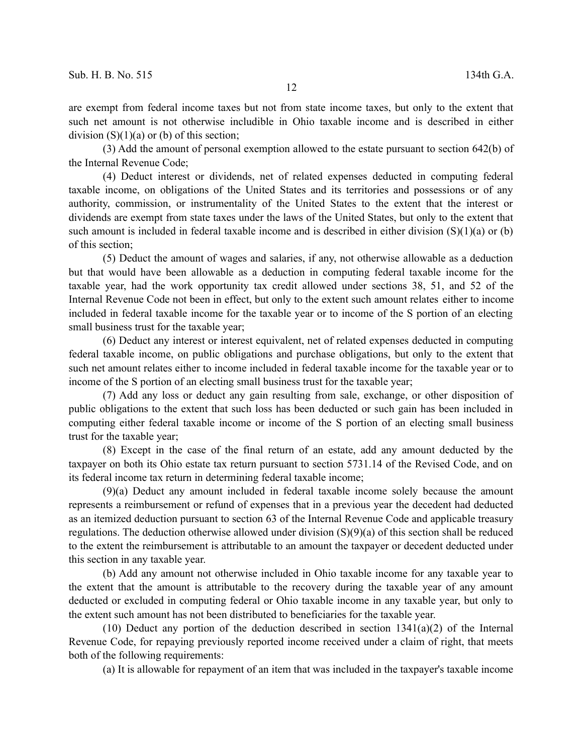are exempt from federal income taxes but not from state income taxes, but only to the extent that such net amount is not otherwise includible in Ohio taxable income and is described in either division (S)(1)(a) or (b) of this section;

(3) Add the amount of personal exemption allowed to the estate pursuant to section 642(b) of the Internal Revenue Code;

(4) Deduct interest or dividends, net of related expenses deducted in computing federal taxable income, on obligations of the United States and its territories and possessions or of any authority, commission, or instrumentality of the United States to the extent that the interest or dividends are exempt from state taxes under the laws of the United States, but only to the extent that such amount is included in federal taxable income and is described in either division (S)(1)(a) or (b) of this section;

(5) Deduct the amount of wages and salaries, if any, not otherwise allowable as a deduction but that would have been allowable as a deduction in computing federal taxable income for the taxable year, had the work opportunity tax credit allowed under sections 38, 51, and 52 of the Internal Revenue Code not been in effect, but only to the extent such amount relates either to income included in federal taxable income for the taxable year or to income of the S portion of an electing small business trust for the taxable year;

(6) Deduct any interest or interest equivalent, net of related expenses deducted in computing federal taxable income, on public obligations and purchase obligations, but only to the extent that such net amount relates either to income included in federal taxable income for the taxable year or to income of the S portion of an electing small business trust for the taxable year;

(7) Add any loss or deduct any gain resulting from sale, exchange, or other disposition of public obligations to the extent that such loss has been deducted or such gain has been included in computing either federal taxable income or income of the S portion of an electing small business trust for the taxable year;

(8) Except in the case of the final return of an estate, add any amount deducted by the taxpayer on both its Ohio estate tax return pursuant to section 5731.14 of the Revised Code, and on its federal income tax return in determining federal taxable income;

(9)(a) Deduct any amount included in federal taxable income solely because the amount represents a reimbursement or refund of expenses that in a previous year the decedent had deducted as an itemized deduction pursuant to section 63 of the Internal Revenue Code and applicable treasury regulations. The deduction otherwise allowed under division (S)(9)(a) of this section shall be reduced to the extent the reimbursement is attributable to an amount the taxpayer or decedent deducted under this section in any taxable year.

(b) Add any amount not otherwise included in Ohio taxable income for any taxable year to the extent that the amount is attributable to the recovery during the taxable year of any amount deducted or excluded in computing federal or Ohio taxable income in any taxable year, but only to the extent such amount has not been distributed to beneficiaries for the taxable year.

(10) Deduct any portion of the deduction described in section 1341(a)(2) of the Internal Revenue Code, for repaying previously reported income received under a claim of right, that meets both of the following requirements:

(a) It is allowable for repayment of an item that was included in the taxpayer's taxable income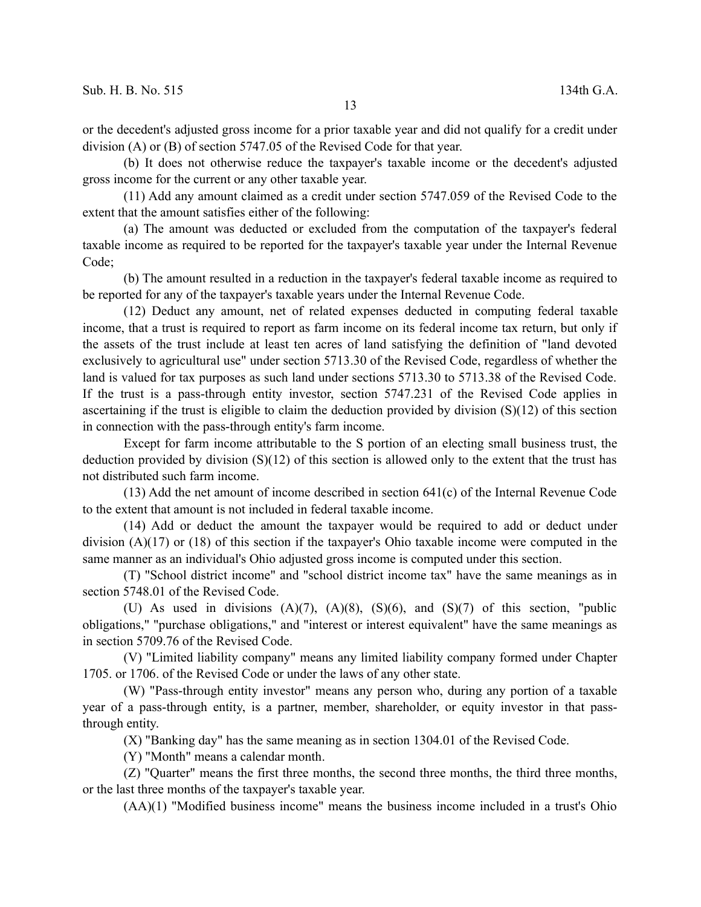or the decedent's adjusted gross income for a prior taxable year and did not qualify for a credit under division (A) or (B) of section 5747.05 of the Revised Code for that year.

(b) It does not otherwise reduce the taxpayer's taxable income or the decedent's adjusted gross income for the current or any other taxable year.

(11) Add any amount claimed as a credit under section 5747.059 of the Revised Code to the extent that the amount satisfies either of the following:

(a) The amount was deducted or excluded from the computation of the taxpayer's federal taxable income as required to be reported for the taxpayer's taxable year under the Internal Revenue Code;

(b) The amount resulted in a reduction in the taxpayer's federal taxable income as required to be reported for any of the taxpayer's taxable years under the Internal Revenue Code.

(12) Deduct any amount, net of related expenses deducted in computing federal taxable income, that a trust is required to report as farm income on its federal income tax return, but only if the assets of the trust include at least ten acres of land satisfying the definition of "land devoted exclusively to agricultural use" under section 5713.30 of the Revised Code, regardless of whether the land is valued for tax purposes as such land under sections 5713.30 to 5713.38 of the Revised Code. If the trust is a pass-through entity investor, section 5747.231 of the Revised Code applies in ascertaining if the trust is eligible to claim the deduction provided by division (S)(12) of this section in connection with the pass-through entity's farm income.

Except for farm income attributable to the S portion of an electing small business trust, the deduction provided by division (S)(12) of this section is allowed only to the extent that the trust has not distributed such farm income.

(13) Add the net amount of income described in section 641(c) of the Internal Revenue Code to the extent that amount is not included in federal taxable income.

(14) Add or deduct the amount the taxpayer would be required to add or deduct under division (A)(17) or (18) of this section if the taxpayer's Ohio taxable income were computed in the same manner as an individual's Ohio adjusted gross income is computed under this section.

(T) "School district income" and "school district income tax" have the same meanings as in section 5748.01 of the Revised Code.

(U) As used in divisions (A)(7), (A)(8), (S)(6), and (S)(7) of this section, "public obligations," "purchase obligations," and "interest or interest equivalent" have the same meanings as in section 5709.76 of the Revised Code.

(V) "Limited liability company" means any limited liability company formed under Chapter 1705. or 1706. of the Revised Code or under the laws of any other state.

(W) "Pass-through entity investor" means any person who, during any portion of a taxable year of a pass-through entity, is a partner, member, shareholder, or equity investor in that pass-through entity.

(X) "Banking day" has the same meaning as in section 1304.01 of the Revised Code.

(Y) "Month" means a calendar month.

(Z) "Quarter" means the first three months, the second three months, the third three months, or the last three months of the taxpayer's taxable year.

(AA)(1) "Modified business income" means the business income included in a trust's Ohio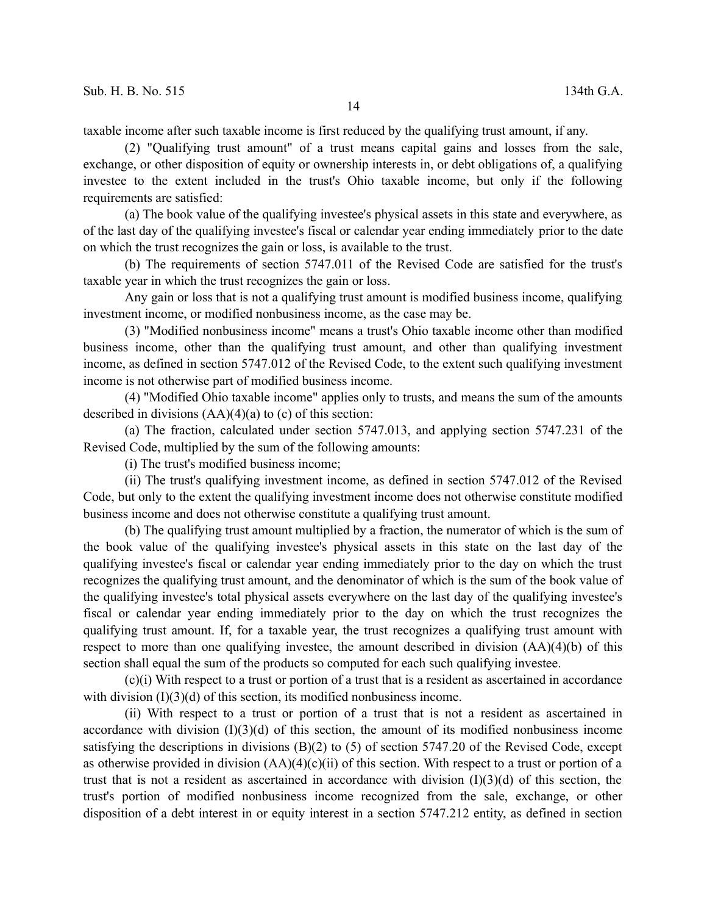taxable income after such taxable income is first reduced by the qualifying trust amount, if any.

(2) "Qualifying trust amount" of a trust means capital gains and losses from the sale, exchange, or other disposition of equity or ownership interests in, or debt obligations of, a qualifying investee to the extent included in the trust's Ohio taxable income, but only if the following requirements are satisfied:

(a) The book value of the qualifying investee's physical assets in this state and everywhere, as of the last day of the qualifying investee's fiscal or calendar year ending immediately prior to the date on which the trust recognizes the gain or loss, is available to the trust.

(b) The requirements of section 5747.011 of the Revised Code are satisfied for the trust's taxable year in which the trust recognizes the gain or loss.

Any gain or loss that is not a qualifying trust amount is modified business income, qualifying investment income, or modified nonbusiness income, as the case may be.

(3) "Modified nonbusiness income" means a trust's Ohio taxable income other than modified business income, other than the qualifying trust amount, and other than qualifying investment income, as defined in section 5747.012 of the Revised Code, to the extent such qualifying investment income is not otherwise part of modified business income.

(4) "Modified Ohio taxable income" applies only to trusts, and means the sum of the amounts described in divisions (AA)(4)(a) to (c) of this section:

(a) The fraction, calculated under section 5747.013, and applying section 5747.231 of the Revised Code, multiplied by the sum of the following amounts:

(i) The trust's modified business income;

(ii) The trust's qualifying investment income, as defined in section 5747.012 of the Revised Code, but only to the extent the qualifying investment income does not otherwise constitute modified business income and does not otherwise constitute a qualifying trust amount.

(b) The qualifying trust amount multiplied by a fraction, the numerator of which is the sum of the book value of the qualifying investee's physical assets in this state on the last day of the qualifying investee's fiscal or calendar year ending immediately prior to the day on which the trust recognizes the qualifying trust amount, and the denominator of which is the sum of the book value of the qualifying investee's total physical assets everywhere on the last day of the qualifying investee's fiscal or calendar year ending immediately prior to the day on which the trust recognizes the qualifying trust amount. If, for a taxable year, the trust recognizes a qualifying trust amount with respect to more than one qualifying investee, the amount described in division (AA)(4)(b) of this section shall equal the sum of the products so computed for each such qualifying investee.

(c)(i) With respect to a trust or portion of a trust that is a resident as ascertained in accordance with division (I)(3)(d) of this section, its modified nonbusiness income.

(ii) With respect to a trust or portion of a trust that is not a resident as ascertained in accordance with division (I)(3)(d) of this section, the amount of its modified nonbusiness income satisfying the descriptions in divisions (B)(2) to (5) of section 5747.20 of the Revised Code, except as otherwise provided in division (AA)(4)(c)(ii) of this section. With respect to a trust or portion of a trust that is not a resident as ascertained in accordance with division (I)(3)(d) of this section, the trust's portion of modified nonbusiness income recognized from the sale, exchange, or other disposition of a debt interest in or equity interest in a section 5747.212 entity, as defined in section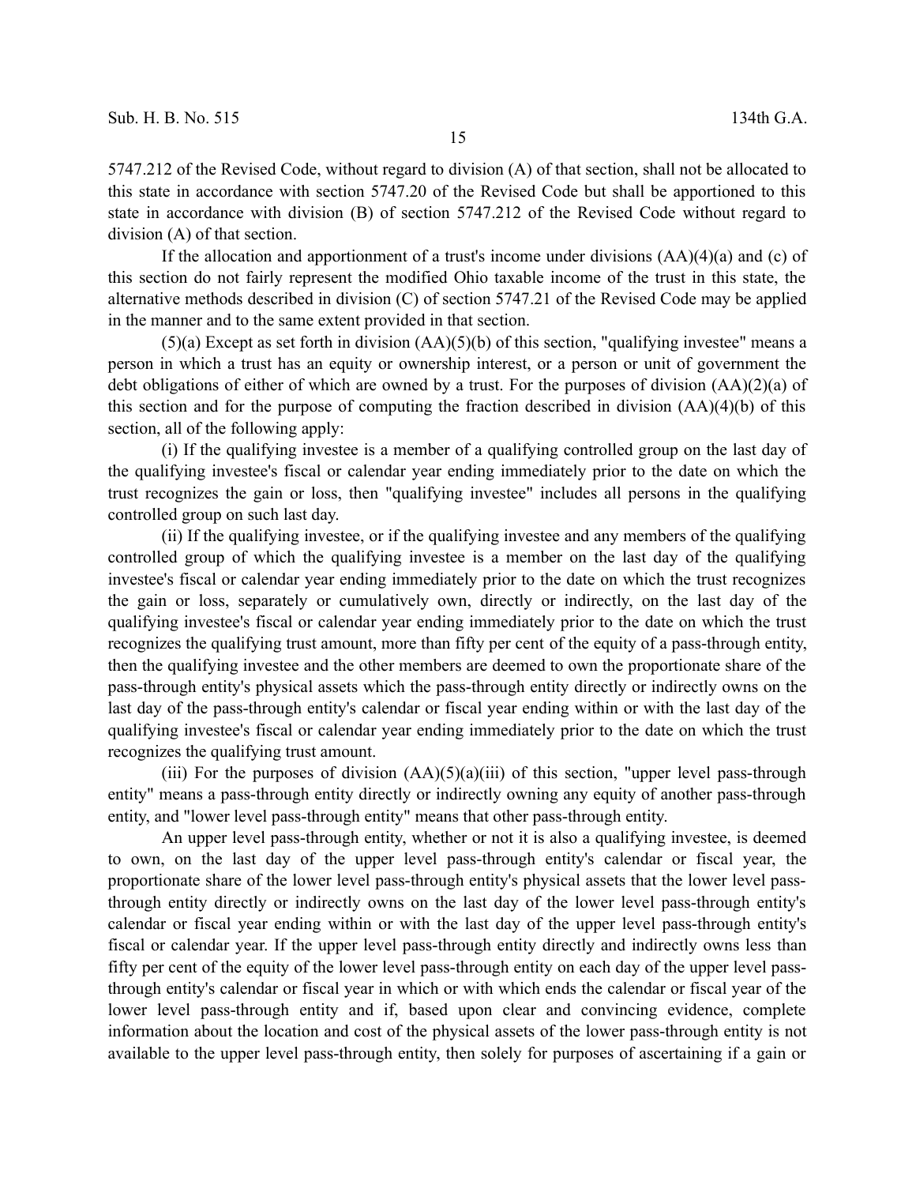5747.212 of the Revised Code, without regard to division (A) of that section, shall not be allocated to this state in accordance with section 5747.20 of the Revised Code but shall be apportioned to this state in accordance with division (B) of section 5747.212 of the Revised Code without regard to division (A) of that section.

If the allocation and apportionment of a trust's income under divisions (AA)(4)(a) and (c) of this section do not fairly represent the modified Ohio taxable income of the trust in this state, the alternative methods described in division (C) of section 5747.21 of the Revised Code may be applied in the manner and to the same extent provided in that section.

(5)(a) Except as set forth in division (AA)(5)(b) of this section, "qualifying investee" means a person in which a trust has an equity or ownership interest, or a person or unit of government the debt obligations of either of which are owned by a trust. For the purposes of division (AA)(2)(a) of this section and for the purpose of computing the fraction described in division (AA)(4)(b) of this section, all of the following apply:

(i) If the qualifying investee is a member of a qualifying controlled group on the last day of the qualifying investee's fiscal or calendar year ending immediately prior to the date on which the trust recognizes the gain or loss, then "qualifying investee" includes all persons in the qualifying controlled group on such last day.

(ii) If the qualifying investee, or if the qualifying investee and any members of the qualifying controlled group of which the qualifying investee is a member on the last day of the qualifying investee's fiscal or calendar year ending immediately prior to the date on which the trust recognizes the gain or loss, separately or cumulatively own, directly or indirectly, on the last day of the qualifying investee's fiscal or calendar year ending immediately prior to the date on which the trust recognizes the qualifying trust amount, more than fifty per cent of the equity of a pass-through entity, then the qualifying investee and the other members are deemed to own the proportionate share of the pass-through entity's physical assets which the pass-through entity directly or indirectly owns on the last day of the pass-through entity's calendar or fiscal year ending within or with the last day of the qualifying investee's fiscal or calendar year ending immediately prior to the date on which the trust recognizes the qualifying trust amount.

(iii) For the purposes of division (AA)(5)(a)(iii) of this section, "upper level pass-through entity" means a pass-through entity directly or indirectly owning any equity of another pass-through entity, and "lower level pass-through entity" means that other pass-through entity.

An upper level pass-through entity, whether or not it is also a qualifying investee, is deemed to own, on the last day of the upper level pass-through entity's calendar or fiscal year, the proportionate share of the lower level pass-through entity's physical assets that the lower level pass-through entity directly or indirectly owns on the last day of the lower level pass-through entity's calendar or fiscal year ending within or with the last day of the upper level pass-through entity's fiscal or calendar year. If the upper level pass-through entity directly and indirectly owns less than fifty per cent of the equity of the lower level pass-through entity on each day of the upper level pass-through entity's calendar or fiscal year in which or with which ends the calendar or fiscal year of the lower level pass-through entity and if, based upon clear and convincing evidence, complete information about the location and cost of the physical assets of the lower pass-through entity is not available to the upper level pass-through entity, then solely for purposes of ascertaining if a gain or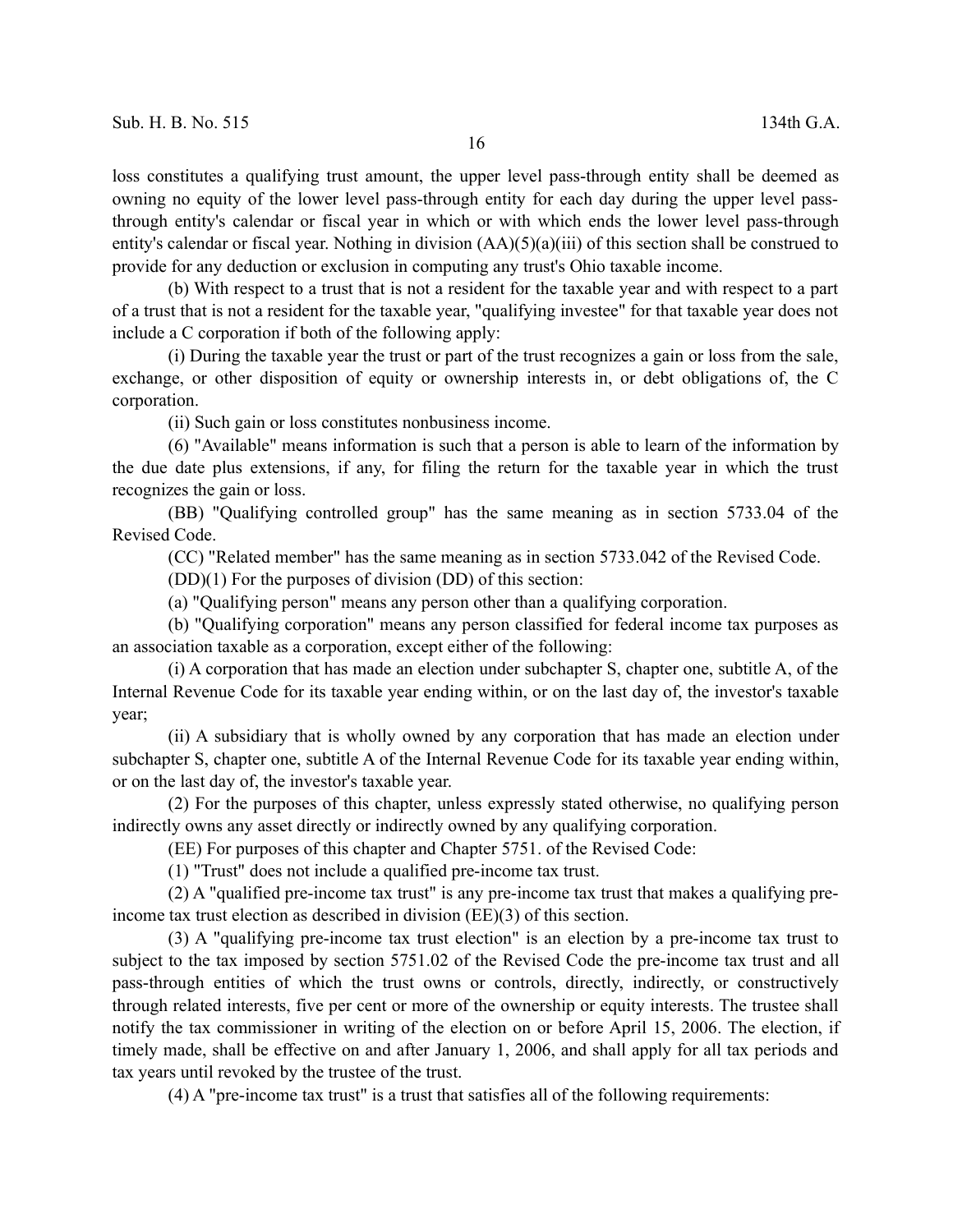loss constitutes a qualifying trust amount, the upper level pass-through entity shall be deemed as owning no equity of the lower level pass-through entity for each day during the upper level pass-through entity's calendar or fiscal year in which or with which ends the lower level pass-through entity's calendar or fiscal year. Nothing in division (AA)(5)(a)(iii) of this section shall be construed to provide for any deduction or exclusion in computing any trust's Ohio taxable income.

(b) With respect to a trust that is not a resident for the taxable year and with respect to a part of a trust that is not a resident for the taxable year, "qualifying investee" for that taxable year does not include a C corporation if both of the following apply:

(i) During the taxable year the trust or part of the trust recognizes a gain or loss from the sale, exchange, or other disposition of equity or ownership interests in, or debt obligations of, the C corporation.

(ii) Such gain or loss constitutes nonbusiness income.

(6) "Available" means information is such that a person is able to learn of the information by the due date plus extensions, if any, for filing the return for the taxable year in which the trust recognizes the gain or loss.

(BB) "Qualifying controlled group" has the same meaning as in section 5733.04 of the Revised Code.

(CC) "Related member" has the same meaning as in section 5733.042 of the Revised Code.

(DD)(1) For the purposes of division (DD) of this section:

(a) "Qualifying person" means any person other than a qualifying corporation.

(b) "Qualifying corporation" means any person classified for federal income tax purposes as an association taxable as a corporation, except either of the following:

(i) A corporation that has made an election under subchapter S, chapter one, subtitle A, of the Internal Revenue Code for its taxable year ending within, or on the last day of, the investor's taxable year;

(ii) A subsidiary that is wholly owned by any corporation that has made an election under subchapter S, chapter one, subtitle A of the Internal Revenue Code for its taxable year ending within, or on the last day of, the investor's taxable year.

(2) For the purposes of this chapter, unless expressly stated otherwise, no qualifying person indirectly owns any asset directly or indirectly owned by any qualifying corporation.

(EE) For purposes of this chapter and Chapter 5751. of the Revised Code:

(1) "Trust" does not include a qualified pre-income tax trust.

(2) A "qualified pre-income tax trust" is any pre-income tax trust that makes a qualifying pre-income tax trust election as described in division (EE)(3) of this section.

(3) A "qualifying pre-income tax trust election" is an election by a pre-income tax trust to subject to the tax imposed by section 5751.02 of the Revised Code the pre-income tax trust and all pass-through entities of which the trust owns or controls, directly, indirectly, or constructively through related interests, five per cent or more of the ownership or equity interests. The trustee shall notify the tax commissioner in writing of the election on or before April 15, 2006. The election, if timely made, shall be effective on and after January 1, 2006, and shall apply for all tax periods and tax years until revoked by the trustee of the trust.

(4) A "pre-income tax trust" is a trust that satisfies all of the following requirements: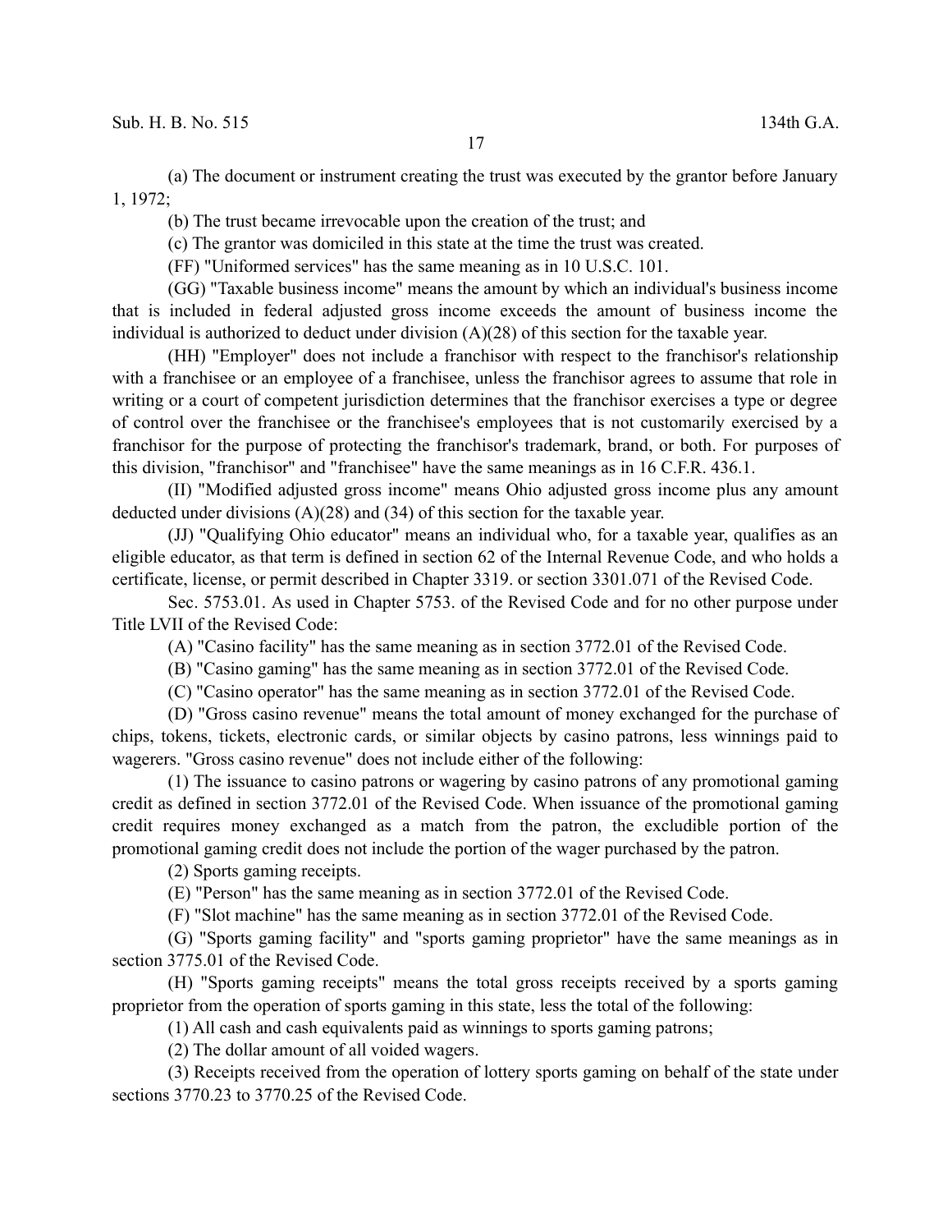(a) The document or instrument creating the trust was executed by the grantor before January 1, 1972;

(b) The trust became irrevocable upon the creation of the trust; and

(c) The grantor was domiciled in this state at the time the trust was created.

(FF) "Uniformed services" has the same meaning as in 10 U.S.C. 101.

(GG) "Taxable business income" means the amount by which an individual's business income that is included in federal adjusted gross income exceeds the amount of business income the individual is authorized to deduct under division (A)(28) of this section for the taxable year.

(HH) "Employer" does not include a franchisor with respect to the franchisor's relationship with a franchisee or an employee of a franchisee, unless the franchisor agrees to assume that role in writing or a court of competent jurisdiction determines that the franchisor exercises a type or degree of control over the franchisee or the franchisee's employees that is not customarily exercised by a franchisor for the purpose of protecting the franchisor's trademark, brand, or both. For purposes of this division, "franchisor" and "franchisee" have the same meanings as in 16 C.F.R. 436.1.

(II) "Modified adjusted gross income" means Ohio adjusted gross income plus any amount deducted under divisions (A)(28) and (34) of this section for the taxable year.

(JJ) "Qualifying Ohio educator" means an individual who, for a taxable year, qualifies as an eligible educator, as that term is defined in section 62 of the Internal Revenue Code, and who holds a certificate, license, or permit described in Chapter 3319. or section 3301.071 of the Revised Code.

Sec. 5753.01. As used in Chapter 5753. of the Revised Code and for no other purpose under Title LVII of the Revised Code:

(A) "Casino facility" has the same meaning as in section 3772.01 of the Revised Code.

(B) "Casino gaming" has the same meaning as in section 3772.01 of the Revised Code.

(C) "Casino operator" has the same meaning as in section 3772.01 of the Revised Code.

(D) "Gross casino revenue" means the total amount of money exchanged for the purchase of chips, tokens, tickets, electronic cards, or similar objects by casino patrons, less winnings paid to wagerers. "Gross casino revenue" does not include either of the following:

(1) The issuance to casino patrons or wagering by casino patrons of any promotional gaming credit as defined in section 3772.01 of the Revised Code. When issuance of the promotional gaming credit requires money exchanged as a match from the patron, the excludible portion of the promotional gaming credit does not include the portion of the wager purchased by the patron.

(2) Sports gaming receipts.

(E) "Person" has the same meaning as in section 3772.01 of the Revised Code.

(F) "Slot machine" has the same meaning as in section 3772.01 of the Revised Code.

(G) "Sports gaming facility" and "sports gaming proprietor" have the same meanings as in section 3775.01 of the Revised Code.

(H) "Sports gaming receipts" means the total gross receipts received by a sports gaming proprietor from the operation of sports gaming in this state, less the total of the following:

(1) All cash and cash equivalents paid as winnings to sports gaming patrons;

(2) The dollar amount of all voided wagers.

(3) Receipts received from the operation of lottery sports gaming on behalf of the state under sections 3770.23 to 3770.25 of the Revised Code.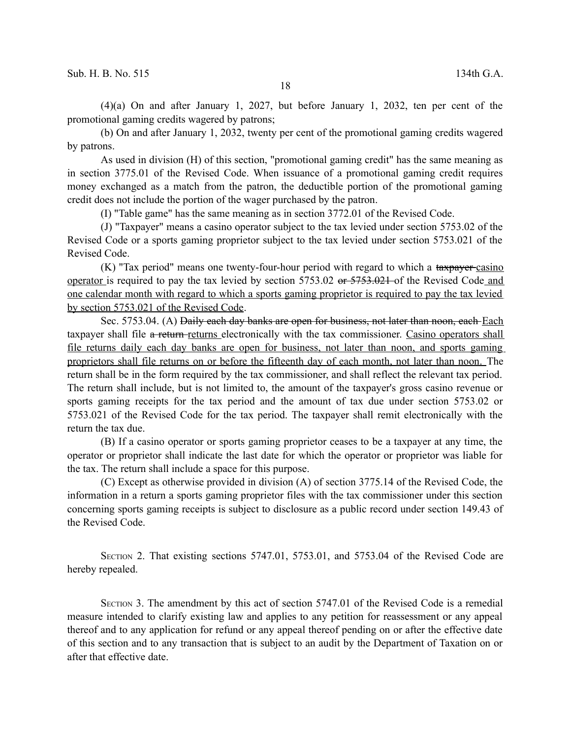(4)(a) On and after January 1, 2027, but before January 1, 2032, ten per cent of the promotional gaming credits wagered by patrons;

(b) On and after January 1, 2032, twenty per cent of the promotional gaming credits wagered by patrons.

As used in division (H) of this section, "promotional gaming credit" has the same meaning as in section 3775.01 of the Revised Code. When issuance of a promotional gaming credit requires money exchanged as a match from the patron, the deductible portion of the promotional gaming credit does not include the portion of the wager purchased by the patron.

(I) "Table game" has the same meaning as in section 3772.01 of the Revised Code.

(J) "Taxpayer" means a casino operator subject to the tax levied under section 5753.02 of the Revised Code or a sports gaming proprietor subject to the tax levied under section 5753.021 of the Revised Code.

(K) "Tax period" means one twenty-four-hour period with regard to which a ~~taxpayer~~ <u>casino operator</u> is required to pay the tax levied by section 5753.02 ~~or 5753.021~~ of the Revised Code <u>and one calendar month with regard to which a sports gaming proprietor is required to pay the tax levied by section 5753.021 of the Revised Code</u>.

Sec. 5753.04. (A) ~~Daily each day banks are open for business, not later than noon, each~~ <u>Each</u> taxpayer shall file ~~a return~~ <u>returns</u> electronically with the tax commissioner. <u>Casino operators shall file returns daily each day banks are open for business, not later than noon, and sports gaming proprietors shall file returns on or before the fifteenth day of each month, not later than noon.</u> The return shall be in the form required by the tax commissioner, and shall reflect the relevant tax period. The return shall include, but is not limited to, the amount of the taxpayer's gross casino revenue or sports gaming receipts for the tax period and the amount of tax due under section 5753.02 or 5753.021 of the Revised Code for the tax period. The taxpayer shall remit electronically with the return the tax due.

(B) If a casino operator or sports gaming proprietor ceases to be a taxpayer at any time, the operator or proprietor shall indicate the last date for which the operator or proprietor was liable for the tax. The return shall include a space for this purpose.

(C) Except as otherwise provided in division (A) of section 3775.14 of the Revised Code, the information in a return a sports gaming proprietor files with the tax commissioner under this section concerning sports gaming receipts is subject to disclosure as a public record under section 149.43 of the Revised Code.

SECTION 2. That existing sections 5747.01, 5753.01, and 5753.04 of the Revised Code are hereby repealed.

SECTION 3. The amendment by this act of section 5747.01 of the Revised Code is a remedial measure intended to clarify existing law and applies to any petition for reassessment or any appeal thereof and to any application for refund or any appeal thereof pending on or after the effective date of this section and to any transaction that is subject to an audit by the Department of Taxation on or after that effective date.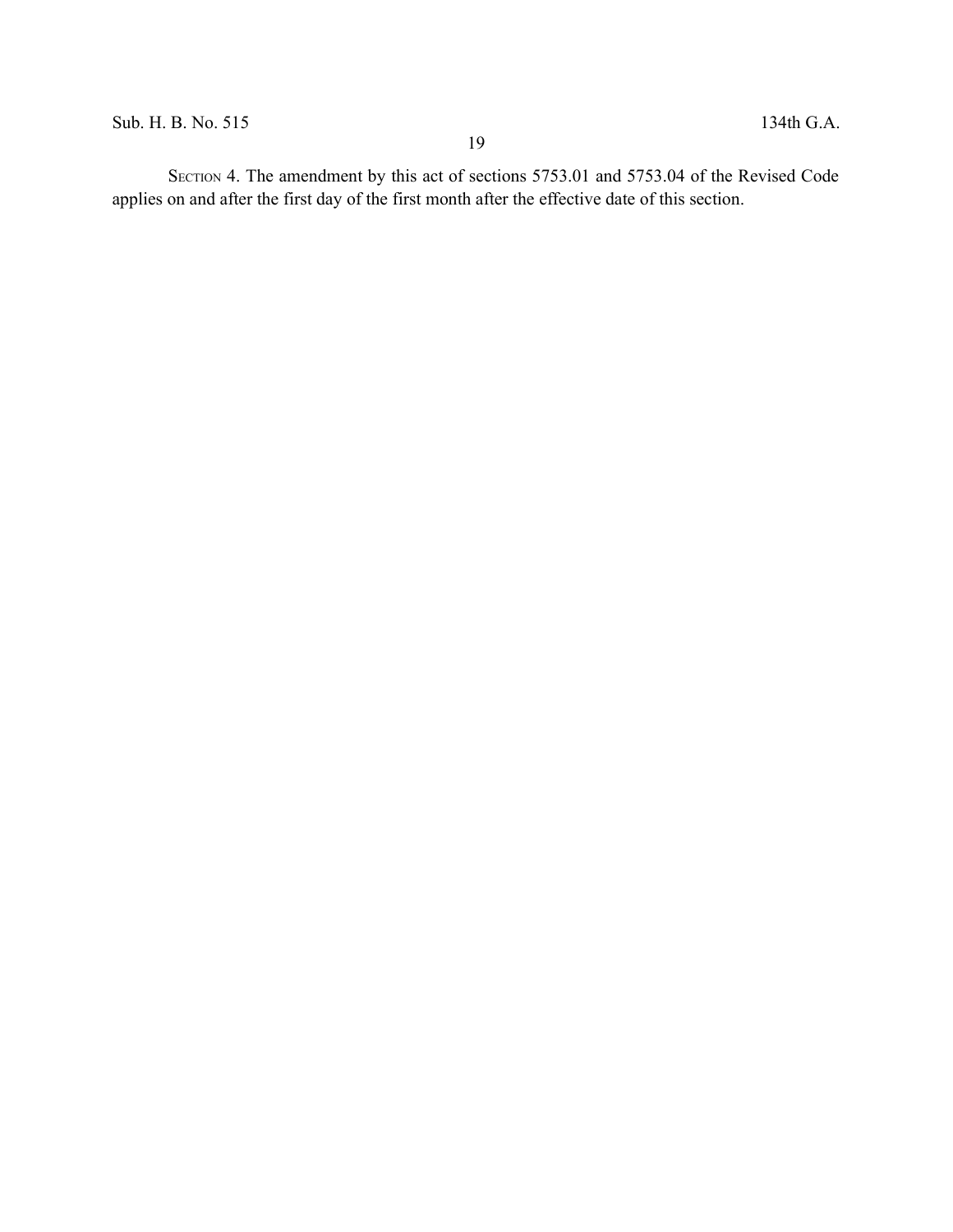SECTION 4. The amendment by this act of sections 5753.01 and 5753.04 of the Revised Code applies on and after the first day of the first month after the effective date of this section.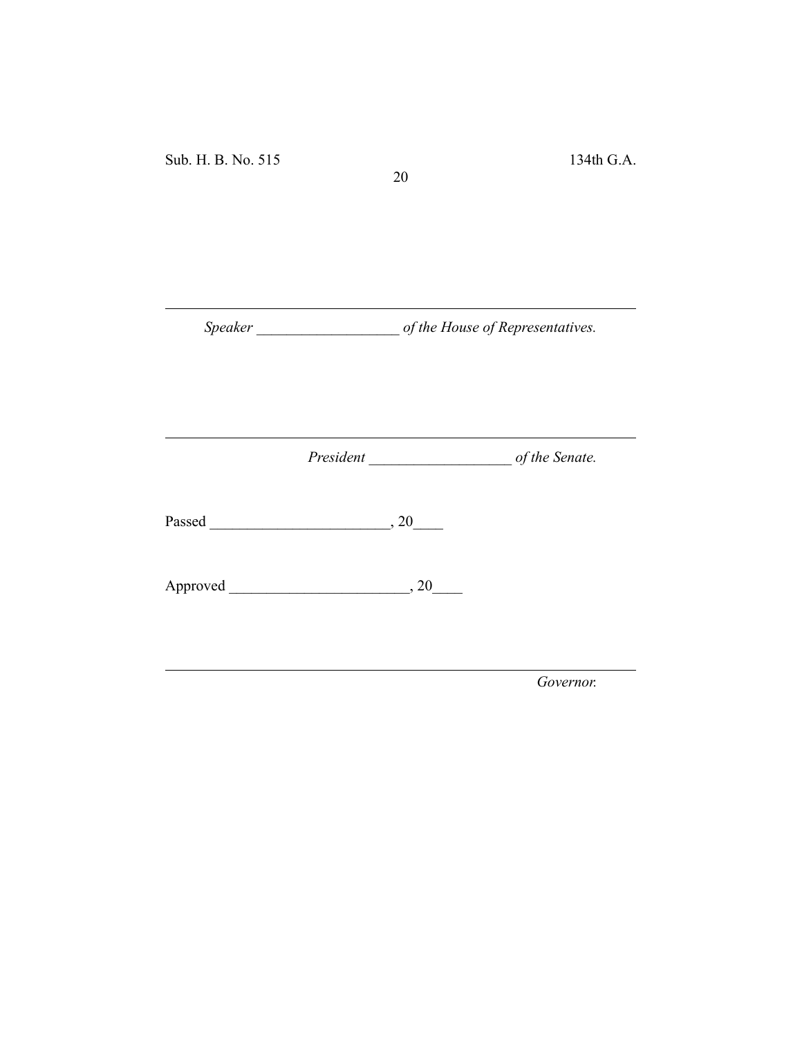---

*Speaker ___________________ of the House of Representatives.*

---

*President ___________________ of the Senate.*

Passed ________________________, 20____

Approved ________________________, 20____

---

*Governor.*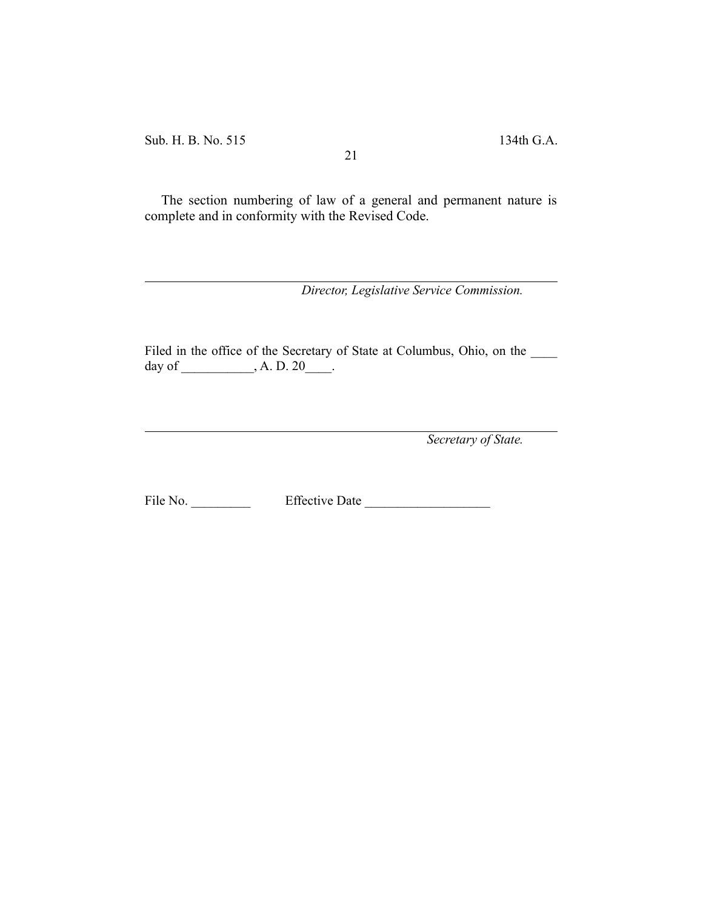The section numbering of law of a general and permanent nature is complete and in conformity with the Revised Code.

_______________________________________________

*Director, Legislative Service Commission.*

Filed in the office of the Secretary of State at Columbus, Ohio, on the ____ day of ___________, A. D. 20____.

_______________________________________________

*Secretary of State.*

File No. _________ Effective Date ___________________